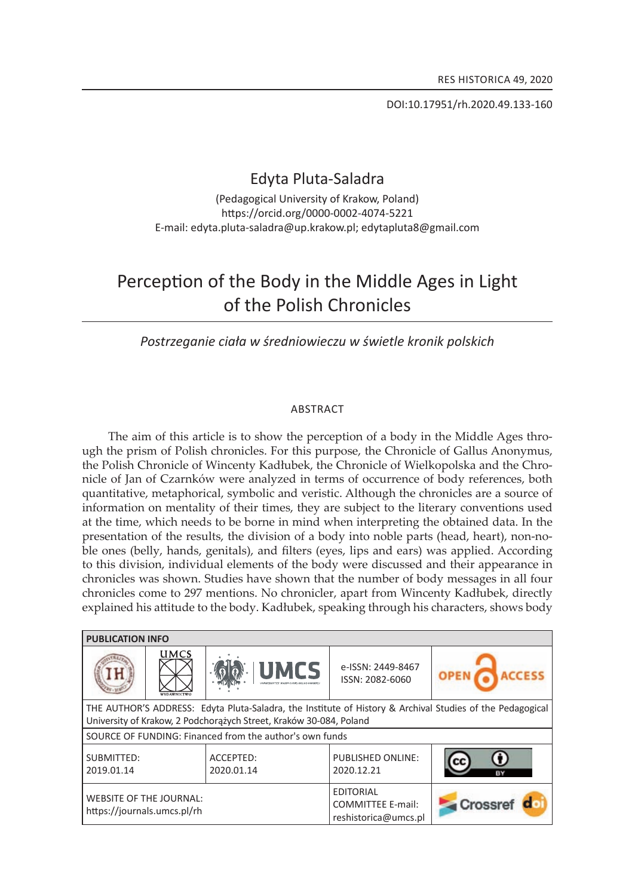DOI:10.17951/rh.2020.49.133-160

Edyta Pluta-Saladra

(Pedagogical University of Krakow, Poland)
https://orcid.org/0000-0002-4074-5221
E-mail: edyta.pluta-saladra@up.krakow.pl; edytapluta8@gmail.com

# Perception of the Body in the Middle Ages in Light of the Polish Chronicles

*Postrzeganie ciała w średniowieczu w świetle kronik polskich*

## ABSTRACT

The aim of this article is to show the perception of a body in the Middle Ages through the prism of Polish chronicles. For this purpose, the Chronicle of Gallus Anonymus, the Polish Chronicle of Wincenty Kadłubek, the Chronicle of Wielkopolska and the Chronicle of Jan of Czarnków were analyzed in terms of occurrence of body references, both quantitative, metaphorical, symbolic and veristic. Although the chronicles are a source of information on mentality of their times, they are subject to the literary conventions used at the time, which needs to be borne in mind when interpreting the obtained data. In the presentation of the results, the division of a body into noble parts (head, heart), non-noble ones (belly, hands, genitals), and filters (eyes, lips and ears) was applied. According to this division, individual elements of the body were discussed and their appearance in chronicles was shown. Studies have shown that the number of body messages in all four chronicles come to 297 mentions. No chronicler, apart from Wincenty Kadłubek, directly explained his attitude to the body. Kadłubek, speaking through his characters, shows body

| PUBLICATION INFO | | | | |
|---|---|---|---|---|
| IH | UMCS WYDAWNICTWO | UMCS | e-ISSN: 2449-8467<br>ISSN: 2082-6060 | OPEN ACCESS |
| THE AUTHOR'S ADDRESS: Edyta Pluta-Saladra, the Institute of History & Archival Studies of the Pedagogical University of Krakow, 2 Podchorążych Street, Kraków 30-084, Poland | | | | |
| SOURCE OF FUNDING: Financed from the author's own funds | | | | |
| SUBMITTED:<br>2019.01.14 | | ACCEPTED:<br>2020.01.14 | PUBLISHED ONLINE:<br>2020.12.21 | CC BY |
| WEBSITE OF THE JOURNAL:<br>https://journals.umcs.pl/rh | | | EDITORIAL COMMITTEE E-mail:<br>reshistorica@umcs.pl | Crossref doi |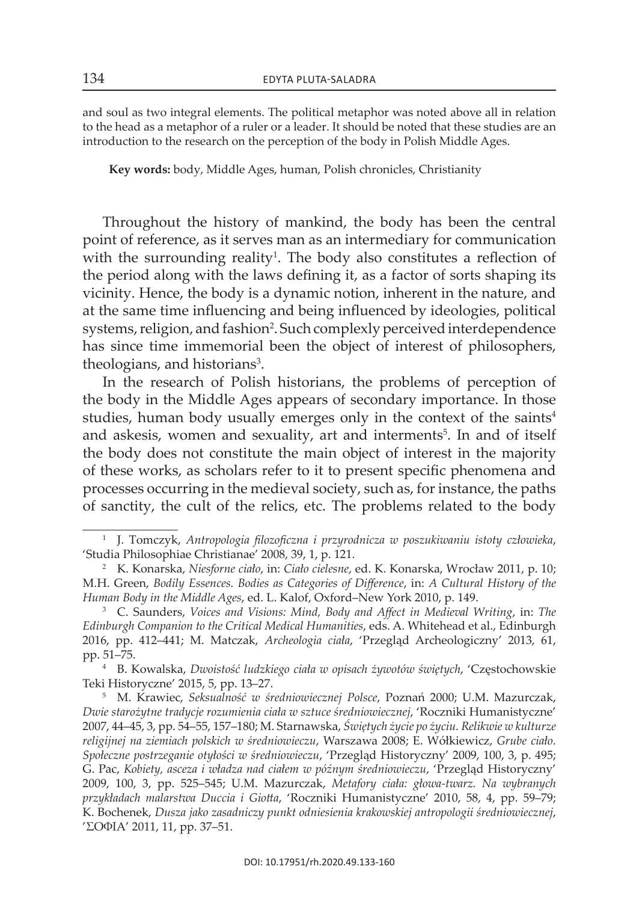and soul as two integral elements. The political metaphor was noted above all in relation to the head as a metaphor of a ruler or a leader. It should be noted that these studies are an introduction to the research on the perception of the body in Polish Middle Ages.

**Key words:** body, Middle Ages, human, Polish chronicles, Christianity

Throughout the history of mankind, the body has been the central point of reference, as it serves man as an intermediary for communication with the surrounding reality[1]. The body also constitutes a reflection of the period along with the laws defining it, as a factor of sorts shaping its vicinity. Hence, the body is a dynamic notion, inherent in the nature, and at the same time influencing and being influenced by ideologies, political systems, religion, and fashion[2]. Such complexly perceived interdependence has since time immemorial been the object of interest of philosophers, theologians, and historians[3].

In the research of Polish historians, the problems of perception of the body in the Middle Ages appears of secondary importance. In those studies, human body usually emerges only in the context of the saints[4] and askesis, women and sexuality, art and interments[5]. In and of itself the body does not constitute the main object of interest in the majority of these works, as scholars refer to it to present specific phenomena and processes occurring in the medieval society, such as, for instance, the paths of sanctity, the cult of the relics, etc. The problems related to the body

---

[1] J. Tomczyk, *Antropologia filozoficzna i przyrodnicza w poszukiwaniu istoty człowieka*, 'Studia Philosophiae Christianae' 2008, 39, 1, p. 121.

[2] K. Konarska, *Niesforne ciało*, in: *Ciało cielesne*, ed. K. Konarska, Wrocław 2011, p. 10; M.H. Green, *Bodily Essences. Bodies as Categories of Difference*, in: *A Cultural History of the Human Body in the Middle Ages*, ed. L. Kalof, Oxford–New York 2010, p. 149.

[3] C. Saunders, *Voices and Visions: Mind, Body and Affect in Medieval Writing*, in: *The Edinburgh Companion to the Critical Medical Humanities*, eds. A. Whitehead et al., Edinburgh 2016, pp. 412–441; M. Matczak, *Archeologia ciała*, 'Przegląd Archeologiczny' 2013, 61, pp. 51–75.

[4] B. Kowalska, *Dwoistość ludzkiego ciała w opisach żywotów świętych*, 'Częstochowskie Teki Historyczne' 2015, 5, pp. 13–27.

[5] M. Krawiec, *Seksualność w średniowiecznej Polsce*, Poznań 2000; U.M. Mazurczak, *Dwie starożytne tradycje rozumienia ciała w sztuce średniowiecznej*, 'Roczniki Humanistyczne' 2007, 44–45, 3, pp. 54–55, 157–180; M. Starnawska, *Świętych życie po życiu. Relikwie w kulturze religijnej na ziemiach polskich w średniowieczu*, Warszawa 2008; E. Wółkiewicz, *Grube ciało. Społeczne postrzeganie otyłości w średniowieczu*, 'Przegląd Historyczny' 2009, 100, 3, p. 495; G. Pac, *Kobiety, asceza i władza nad ciałem w późnym średniowieczu*, 'Przegląd Historyczny' 2009, 100, 3, pp. 525–545; U.M. Mazurczak, *Metafory ciała: głowa-twarz. Na wybranych przykładach malarstwa Duccia i Giotta*, 'Roczniki Humanistyczne' 2010, 58, 4, pp. 59–79; K. Bochenek, *Dusza jako zasadniczy punkt odniesienia krakowskiej antropologii średniowiecznej*, 'ΣΟΦΙΑ' 2011, 11, pp. 37–51.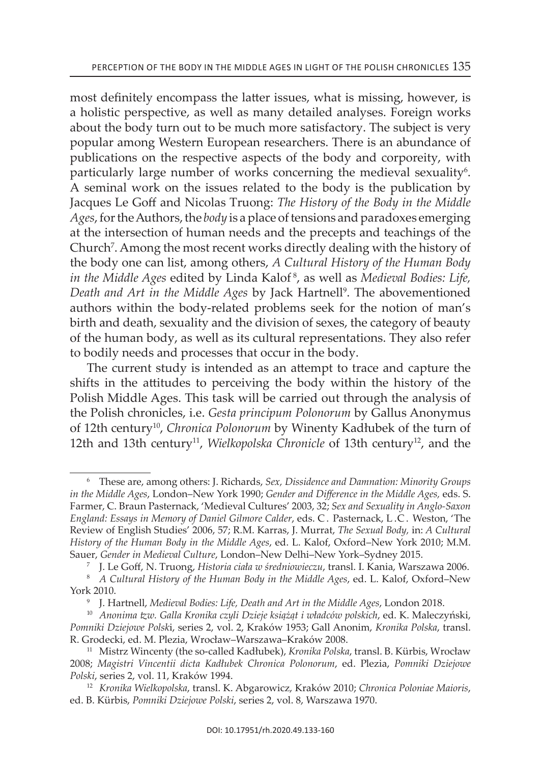most definitely encompass the latter issues, what is missing, however, is a holistic perspective, as well as many detailed analyses. Foreign works about the body turn out to be much more satisfactory. The subject is very popular among Western European researchers. There is an abundance of publications on the respective aspects of the body and corporeity, with particularly large number of works concerning the medieval sexuality[6]. A seminal work on the issues related to the body is the publication by Jacques Le Goff and Nicolas Truong: *The History of the Body in the Middle Ages*, for the Authors, the *body* is a place of tensions and paradoxes emerging at the intersection of human needs and the precepts and teachings of the Church[7]. Among the most recent works directly dealing with the history of the body one can list, among others, *A Cultural History of the Human Body in the Middle Ages* edited by Linda Kalof[8], as well as *Medieval Bodies: Life, Death and Art in the Middle Ages* by Jack Hartnell[9]. The abovementioned authors within the body-related problems seek for the notion of man's birth and death, sexuality and the division of sexes, the category of beauty of the human body, as well as its cultural representations. They also refer to bodily needs and processes that occur in the body.

The current study is intended as an attempt to trace and capture the shifts in the attitudes to perceiving the body within the history of the Polish Middle Ages. This task will be carried out through the analysis of the Polish chronicles, i.e. *Gesta principum Polonorum* by Gallus Anonymus of 12th century[10], *Chronica Polonorum* by Winenty Kadłubek of the turn of 12th and 13th century[11], *Wielkopolska Chronicle* of 13th century[12], and the

---

[6] These are, among others: J. Richards, *Sex, Dissidence and Damnation: Minority Groups in the Middle Ages*, London–New York 1990; *Gender and Difference in the Middle Ages,* eds. S. Farmer, C. Braun Pasternack, 'Medieval Cultures' 2003, 32; *Sex and Sexuality in Anglo-Saxon England: Essays in Memory of Daniel Gilmore Calder*, eds. C. Pasternack, L.C. Weston, 'The Review of English Studies' 2006, 57; R.M. Karras, J. Murrat, *The Sexual Body,* in: *A Cultural History of the Human Body in the Middle Ages*, ed. L. Kalof, Oxford–New York 2010; M.M. Sauer, *Gender in Medieval Culture*, London–New Delhi–New York–Sydney 2015.

[7] J. Le Goff, N. Truong, *Historia ciała w średniowieczu*, transl. I. Kania, Warszawa 2006.

[8] *A Cultural History of the Human Body in the Middle Ages*, ed. L. Kalof, Oxford–New York 2010.

[9] J. Hartnell, *Medieval Bodies: Life, Death and Art in the Middle Ages*, London 2018.

[10] *Anonima tzw. Galla Kronika czyli Dzieje książąt i władców polskich*, ed. K. Maleczyński, *Pomniki Dziejowe Polsk*i, series 2, vol. 2, Kraków 1953; Gall Anonim, *Kronika Polska*, transl. R. Grodecki, ed. M. Plezia, Wrocław–Warszawa–Kraków 2008.

[11] Mistrz Wincenty (the so-called Kadłubek), *Kronika Polska*, transl. B. Kürbis, Wrocław 2008; *Magistri Vincentii dicta Kadłubek Chronica Polonorum*, ed. Plezia, *Pomniki Dziejowe Polski*, series 2, vol. 11, Kraków 1994.

[12] *Kronika Wielkopolska*, transl. K. Abgarowicz, Kraków 2010; *Chronica Poloniae Maioris*, ed. B. Kürbis, *Pomniki Dziejowe Polski*, series 2, vol. 8, Warszawa 1970.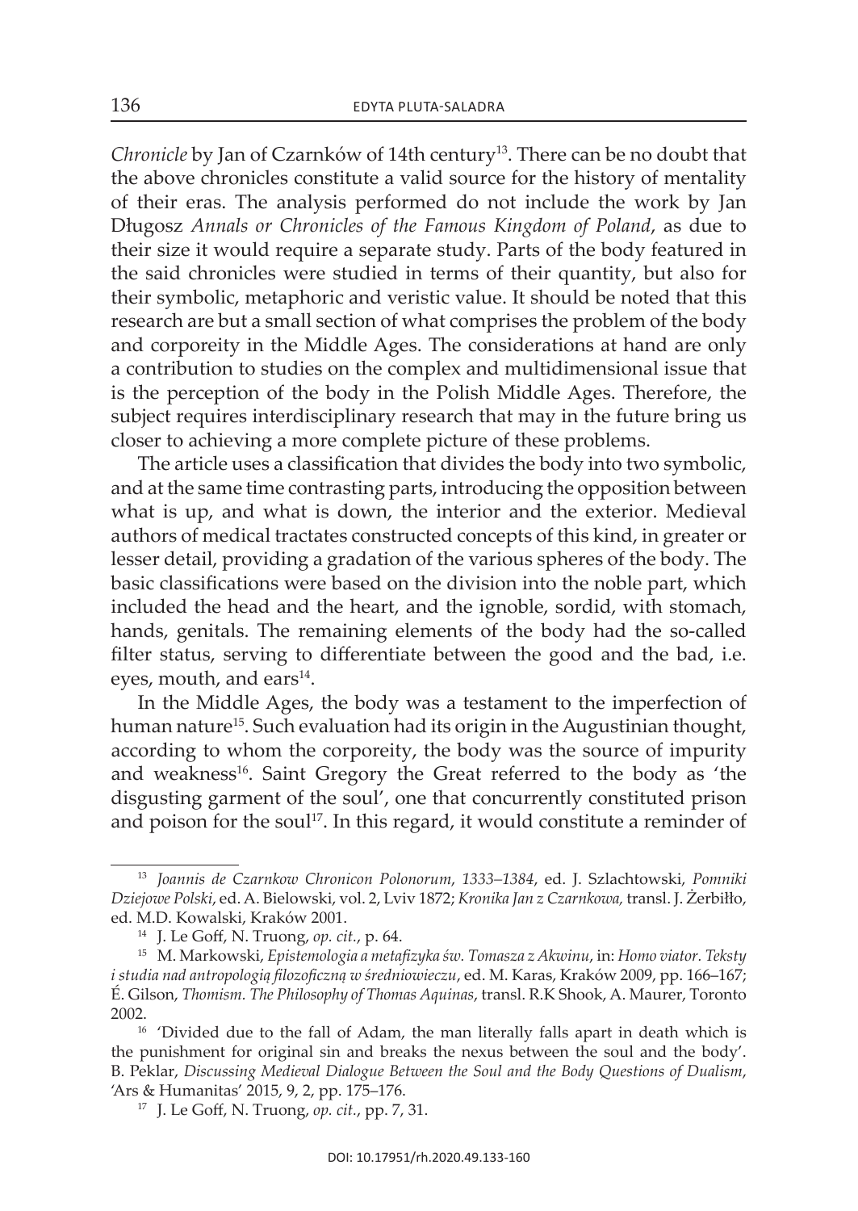*Chronicle* by Jan of Czarnków of 14th century[13]. There can be no doubt that the above chronicles constitute a valid source for the history of mentality of their eras. The analysis performed do not include the work by Jan Długosz *Annals or Chronicles of the Famous Kingdom of Poland*, as due to their size it would require a separate study. Parts of the body featured in the said chronicles were studied in terms of their quantity, but also for their symbolic, metaphoric and veristic value. It should be noted that this research are but a small section of what comprises the problem of the body and corporeity in the Middle Ages. The considerations at hand are only a contribution to studies on the complex and multidimensional issue that is the perception of the body in the Polish Middle Ages. Therefore, the subject requires interdisciplinary research that may in the future bring us closer to achieving a more complete picture of these problems.

The article uses a classification that divides the body into two symbolic, and at the same time contrasting parts, introducing the opposition between what is up, and what is down, the interior and the exterior. Medieval authors of medical tractates constructed concepts of this kind, in greater or lesser detail, providing a gradation of the various spheres of the body. The basic classifications were based on the division into the noble part, which included the head and the heart, and the ignoble, sordid, with stomach, hands, genitals. The remaining elements of the body had the so-called filter status, serving to differentiate between the good and the bad, i.e. eyes, mouth, and ears[14].

In the Middle Ages, the body was a testament to the imperfection of human nature[15]. Such evaluation had its origin in the Augustinian thought, according to whom the corporeity, the body was the source of impurity and weakness[16]. Saint Gregory the Great referred to the body as 'the disgusting garment of the soul', one that concurrently constituted prison and poison for the soul[17]. In this regard, it would constitute a reminder of

---

[13] *Joannis de Czarnkow Chronicon Polonorum, 1333–1384*, ed. J. Szlachtowski, *Pomniki Dziejowe Polski*, ed. A. Bielowski, vol. 2, Lviv 1872; *Kronika Jan z Czarnkowa,* transl. J. Żerbiłło, ed. M.D. Kowalski, Kraków 2001.

[14] J. Le Goff, N. Truong, *op. cit.*, p. 64.

[15] M. Markowski, *Epistemologia a metafizyka św. Tomasza z Akwinu*, in: *Homo viator. Teksty i studia nad antropologią filozoficzną w średniowieczu*, ed. M. Karas, Kraków 2009, pp. 166–167; É. Gilson, *Thomism. The Philosophy of Thomas Aquinas*, transl. R.K Shook, A. Maurer, Toronto 2002.

[16] 'Divided due to the fall of Adam, the man literally falls apart in death which is the punishment for original sin and breaks the nexus between the soul and the body'. B. Peklar, *Discussing Medieval Dialogue Between the Soul and the Body Questions of Dualism*, 'Ars & Humanitas' 2015, 9, 2, pp. 175–176.

[17] J. Le Goff, N. Truong, *op. cit.*, pp. 7, 31.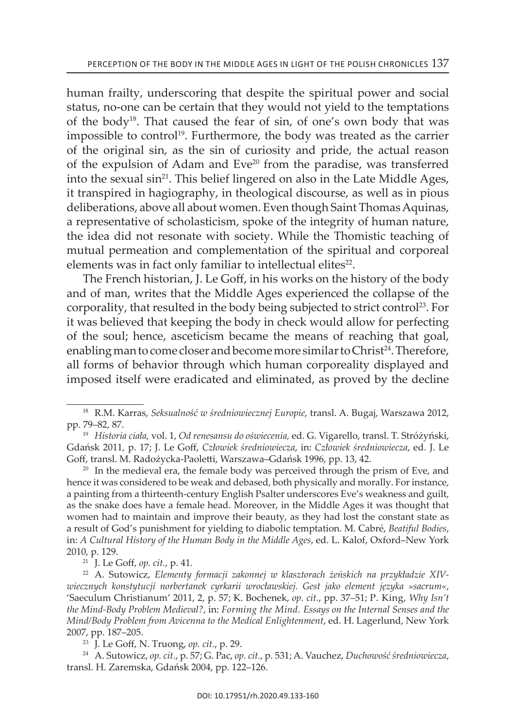human frailty, underscoring that despite the spiritual power and social status, no-one can be certain that they would not yield to the temptations of the body[18]. That caused the fear of sin, of one's own body that was impossible to control[19]. Furthermore, the body was treated as the carrier of the original sin, as the sin of curiosity and pride, the actual reason of the expulsion of Adam and Eve[20] from the paradise, was transferred into the sexual sin[21]. This belief lingered on also in the Late Middle Ages, it transpired in hagiography, in theological discourse, as well as in pious deliberations, above all about women. Even though Saint Thomas Aquinas, a representative of scholasticism, spoke of the integrity of human nature, the idea did not resonate with society. While the Thomistic teaching of mutual permeation and complementation of the spiritual and corporeal elements was in fact only familiar to intellectual elites[22].

The French historian, J. Le Goff, in his works on the history of the body and of man, writes that the Middle Ages experienced the collapse of the corporality, that resulted in the body being subjected to strict control[23]. For it was believed that keeping the body in check would allow for perfecting of the soul; hence, asceticism became the means of reaching that goal, enabling man to come closer and become more similar to Christ[24]. Therefore, all forms of behavior through which human corporeality displayed and imposed itself were eradicated and eliminated, as proved by the decline

---

[18] R.M. Karras, *Seksualność w średniowiecznej Europie*, transl. A. Bugaj, Warszawa 2012, pp. 79–82, 87.

[19] *Historia ciała*, vol. 1, *Od renesansu do oświecenia*, ed. G. Vigarello, transl. T. Stróżyński, Gdańsk 2011, p. 17; J. Le Goff, *Człowiek średniowiecza*, in: *Człowiek średniowiecza*, ed. J. Le Goff, transl. M. Radożycka-Paoletti, Warszawa–Gdańsk 1996, pp. 13, 42.

[20] In the medieval era, the female body was perceived through the prism of Eve, and hence it was considered to be weak and debased, both physically and morally. For instance, a painting from a thirteenth-century English Psalter underscores Eve's weakness and guilt, as the snake does have a female head. Moreover, in the Middle Ages it was thought that women had to maintain and improve their beauty, as they had lost the constant state as a result of God's punishment for yielding to diabolic temptation. M. Cabré, *Beatiful Bodies*, in: *A Cultural History of the Human Body in the Middle Ages*, ed. L. Kalof, Oxford–New York 2010, p. 129.

[21] J. Le Goff, *op. cit.*, p. 41.

[22] A. Sutowicz, *Elementy formacji zakonnej w klasztorach żeńskich na przykładzie XIV-wiecznych konstytucji norbertanek cyrkarii wrocławskiej. Gest jako element języka »sacrum«*, 'Saeculum Christianum' 2011, 2, p. 57; K. Bochenek, *op. cit.*, pp. 37–51; P. King, *Why Isn't the Mind-Body Problem Medieval?*, in: *Forming the Mind. Essays on the Internal Senses and the Mind/Body Problem from Avicenna to the Medical Enlightenment*, ed. H. Lagerlund, New York 2007, pp. 187–205.

[23] J. Le Goff, N. Truong, *op. cit.*, p. 29.

[24] A. Sutowicz, *op. cit.*, p. 57; G. Pac, *op. cit.*, p. 531; A. Vauchez, *Duchowość średniowiecza*, transl. H. Zaremska, Gdańsk 2004, pp. 122–126.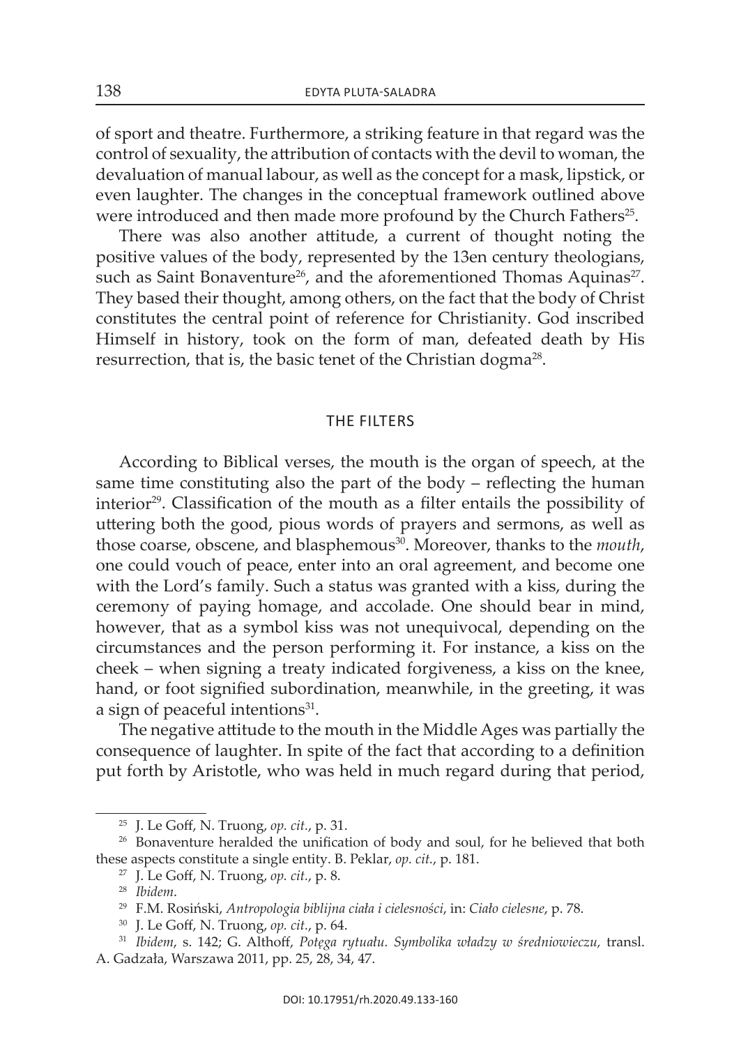of sport and theatre. Furthermore, a striking feature in that regard was the control of sexuality, the attribution of contacts with the devil to woman, the devaluation of manual labour, as well as the concept for a mask, lipstick, or even laughter. The changes in the conceptual framework outlined above were introduced and then made more profound by the Church Fathers[25].

There was also another attitude, a current of thought noting the positive values of the body, represented by the 13en century theologians, such as Saint Bonaventure[26], and the aforementioned Thomas Aquinas[27]. They based their thought, among others, on the fact that the body of Christ constitutes the central point of reference for Christianity. God inscribed Himself in history, took on the form of man, defeated death by His resurrection, that is, the basic tenet of the Christian dogma[28].

## THE FILTERS

According to Biblical verses, the mouth is the organ of speech, at the same time constituting also the part of the body – reflecting the human interior[29]. Classification of the mouth as a filter entails the possibility of uttering both the good, pious words of prayers and sermons, as well as those coarse, obscene, and blasphemous[30]. Moreover, thanks to the *mouth*, one could vouch of peace, enter into an oral agreement, and become one with the Lord's family. Such a status was granted with a kiss, during the ceremony of paying homage, and accolade. One should bear in mind, however, that as a symbol kiss was not unequivocal, depending on the circumstances and the person performing it. For instance, a kiss on the cheek – when signing a treaty indicated forgiveness, a kiss on the knee, hand, or foot signified subordination, meanwhile, in the greeting, it was a sign of peaceful intentions[31].

The negative attitude to the mouth in the Middle Ages was partially the consequence of laughter. In spite of the fact that according to a definition put forth by Aristotle, who was held in much regard during that period,

---

[25] J. Le Goff, N. Truong, *op. cit.*, p. 31.

[26] Bonaventure heralded the unification of body and soul, for he believed that both these aspects constitute a single entity. B. Peklar, *op. cit.*, p. 181.

[27] J. Le Goff, N. Truong, *op. cit.*, p. 8.

[28] *Ibidem*.

[29] F.M. Rosiński, *Antropologia biblijna ciała i cielesności*, in: *Ciało cielesne*, p. 78.

[30] J. Le Goff, N. Truong, *op. cit.*, p. 64.

[31] *Ibidem*, s. 142; G. Althoff, *Potęga rytuału. Symbolika władzy w średniowieczu*, transl. A. Gadzała, Warszawa 2011, pp. 25, 28, 34, 47.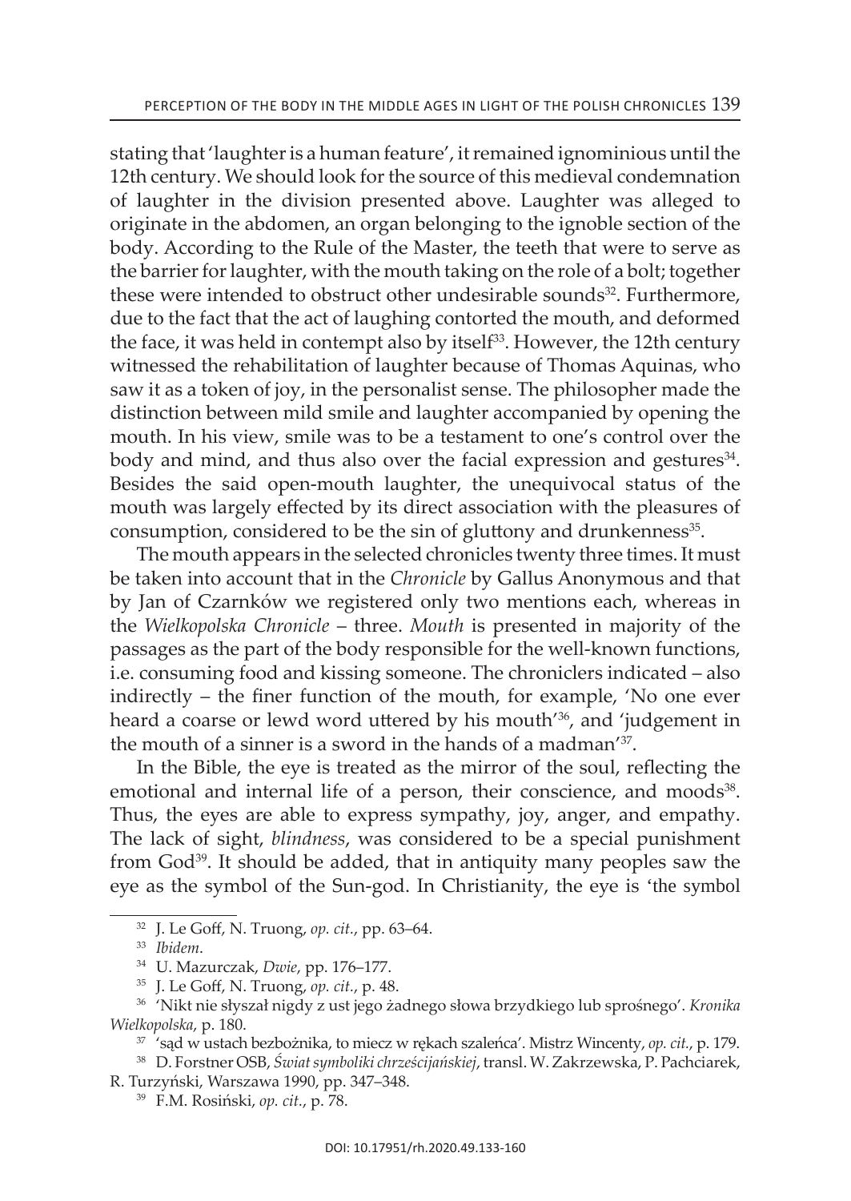stating that 'laughter is a human feature', it remained ignominious until the 12th century. We should look for the source of this medieval condemnation of laughter in the division presented above. Laughter was alleged to originate in the abdomen, an organ belonging to the ignoble section of the body. According to the Rule of the Master, the teeth that were to serve as the barrier for laughter, with the mouth taking on the role of a bolt; together these were intended to obstruct other undesirable sounds[32]. Furthermore, due to the fact that the act of laughing contorted the mouth, and deformed the face, it was held in contempt also by itself[33]. However, the 12th century witnessed the rehabilitation of laughter because of Thomas Aquinas, who saw it as a token of joy, in the personalist sense. The philosopher made the distinction between mild smile and laughter accompanied by opening the mouth. In his view, smile was to be a testament to one's control over the body and mind, and thus also over the facial expression and gestures[34]. Besides the said open-mouth laughter, the unequivocal status of the mouth was largely effected by its direct association with the pleasures of consumption, considered to be the sin of gluttony and drunkenness[35].

The mouth appears in the selected chronicles twenty three times. It must be taken into account that in the *Chronicle* by Gallus Anonymous and that by Jan of Czarnków we registered only two mentions each, whereas in the *Wielkopolska Chronicle* – three. *Mouth* is presented in majority of the passages as the part of the body responsible for the well-known functions, i.e. consuming food and kissing someone. The chroniclers indicated – also indirectly – the finer function of the mouth, for example, 'No one ever heard a coarse or lewd word uttered by his mouth'[36], and 'judgement in the mouth of a sinner is a sword in the hands of a madman'[37].

In the Bible, the eye is treated as the mirror of the soul, reflecting the emotional and internal life of a person, their conscience, and moods[38]. Thus, the eyes are able to express sympathy, joy, anger, and empathy. The lack of sight, *blindness*, was considered to be a special punishment from God[39]. It should be added, that in antiquity many peoples saw the eye as the symbol of the Sun-god. In Christianity, the eye is 'the symbol

---

[32] J. Le Goff, N. Truong, *op. cit.*, pp. 63–64.

[33] *Ibidem*.

[34] U. Mazurczak, *Dwie*, pp. 176–177.

[35] J. Le Goff, N. Truong, *op. cit.*, p. 48.

[36] 'Nikt nie słyszał nigdy z ust jego żadnego słowa brzydkiego lub sprośnego'. *Kronika Wielkopolska*, p. 180.

[37] 'sąd w ustach bezbożnika, to miecz w rękach szaleńca'. Mistrz Wincenty, *op. cit.*, p. 179.

[38] D. Forstner OSB, *Świat symboliki chrześcijańskiej*, transl. W. Zakrzewska, P. Pachciarek, R. Turzyński, Warszawa 1990, pp. 347–348.

[39] F.M. Rosiński, *op. cit.*, p. 78.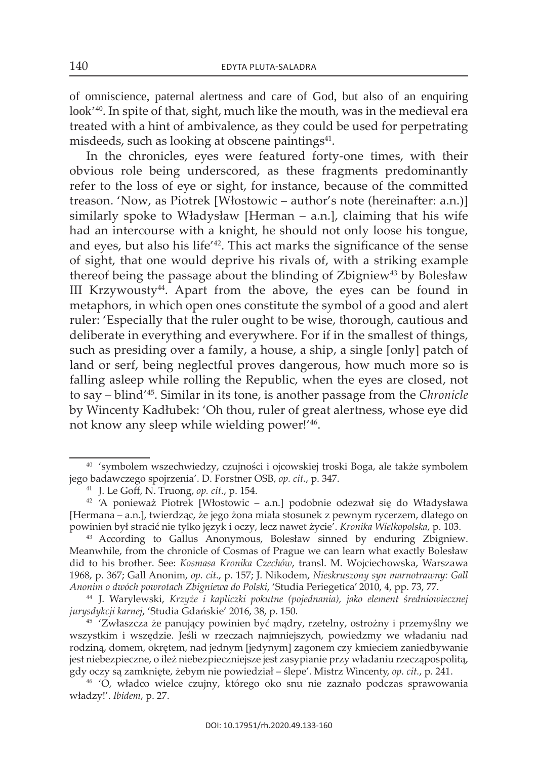of omniscience, paternal alertness and care of God, but also of an enquiring look'[40]. In spite of that, sight, much like the mouth, was in the medieval era treated with a hint of ambivalence, as they could be used for perpetrating misdeeds, such as looking at obscene paintings[41].

In the chronicles, eyes were featured forty-one times, with their obvious role being underscored, as these fragments predominantly refer to the loss of eye or sight, for instance, because of the committed treason. 'Now, as Piotrek [Włostowic – author's note (hereinafter: a.n.)] similarly spoke to Władysław [Herman – a.n.], claiming that his wife had an intercourse with a knight, he should not only loose his tongue, and eyes, but also his life'[42]. This act marks the significance of the sense of sight, that one would deprive his rivals of, with a striking example thereof being the passage about the blinding of Zbigniew[43] by Bolesław III Krzywousty[44]. Apart from the above, the eyes can be found in metaphors, in which open ones constitute the symbol of a good and alert ruler: 'Especially that the ruler ought to be wise, thorough, cautious and deliberate in everything and everywhere. For if in the smallest of things, such as presiding over a family, a house, a ship, a single [only] patch of land or serf, being neglectful proves dangerous, how much more so is falling asleep while rolling the Republic, when the eyes are closed, not to say – blind'[45]. Similar in its tone, is another passage from the *Chronicle* by Wincenty Kadłubek: 'Oh thou, ruler of great alertness, whose eye did not know any sleep while wielding power!'[46].

---

[40] 'symbolem wszechwiedzy, czujności i ojcowskiej troski Boga, ale także symbolem jego badawczego spojrzenia'. D. Forstner OSB, *op. cit.*, p. 347.

[41] J. Le Goff, N. Truong, *op. cit.*, p. 154.

[42] 'A ponieważ Piotrek [Włostowic – a.n.] podobnie odezwał się do Władysława [Hermana – a.n.], twierdząc, że jego żona miała stosunek z pewnym rycerzem, dlatego on powinien był stracić nie tylko język i oczy, lecz nawet życie'. *Kronika Wielkopolska*, p. 103.

[43] According to Gallus Anonymous, Bolesław sinned by enduring Zbigniew. Meanwhile, from the chronicle of Cosmas of Prague we can learn what exactly Bolesław did to his brother. See: *Kosmasa Kronika Czechów*, transl. M. Wojciechowska, Warszawa 1968, p. 367; Gall Anonim, *op. cit.*, p. 157; J. Nikodem, *Nieskruszony syn marnotrawny: Gall Anonim o dwóch powrotach Zbigniewa do Polski*, 'Studia Periegetica' 2010, 4, pp. 73, 77.

[44] J. Warylewski, *Krzyże i kapliczki pokutne (pojednania), jako element średniowiecznej jurysdykcji karnej*, 'Studia Gdańskie' 2016, 38, p. 150.

[45] 'Zwłaszcza że panujący powinien być mądry, rzetelny, ostrożny i przemyślny we wszystkim i wszędzie. Jeśli w rzeczach najmniejszych, powiedzmy we władaniu nad rodziną, domem, okrętem, nad jednym [jedynym] zagonem czy kmieciem zaniedbywanie jest niebezpieczne, o ileż niebezpieczniejsze jest zasypianie przy władaniu rzecząpospolitą, gdy oczy są zamknięte, żebym nie powiedział – ślepe'. Mistrz Wincenty, *op. cit.*, p. 241.

[46] 'O, władco wielce czujny, którego oko snu nie zaznało podczas sprawowania władzy!'. *Ibidem*, p. 27.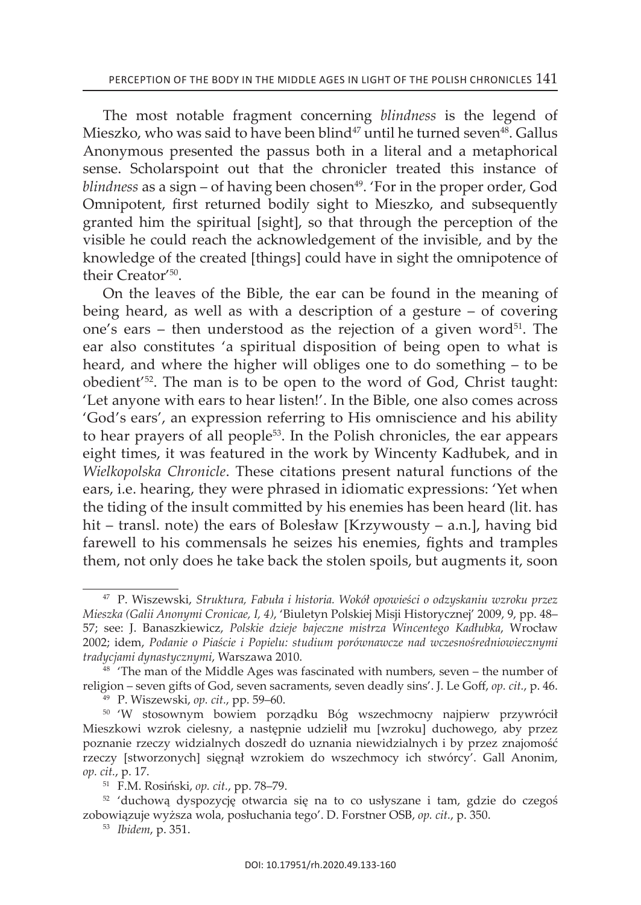The most notable fragment concerning *blindness* is the legend of Mieszko, who was said to have been blind[47] until he turned seven[48]. Gallus Anonymous presented the passus both in a literal and a metaphorical sense. Scholarspoint out that the chronicler treated this instance of *blindness* as a sign – of having been chosen[49]. 'For in the proper order, God Omnipotent, first returned bodily sight to Mieszko, and subsequently granted him the spiritual [sight], so that through the perception of the visible he could reach the acknowledgement of the invisible, and by the knowledge of the created [things] could have in sight the omnipotence of their Creator'[50].

On the leaves of the Bible, the ear can be found in the meaning of being heard, as well as with a description of a gesture – of covering one's ears – then understood as the rejection of a given word[51]. The ear also constitutes 'a spiritual disposition of being open to what is heard, and where the higher will obliges one to do something – to be obedient'[52]. The man is to be open to the word of God, Christ taught: 'Let anyone with ears to hear listen!'. In the Bible, one also comes across 'God's ears', an expression referring to His omniscience and his ability to hear prayers of all people[53]. In the Polish chronicles, the ear appears eight times, it was featured in the work by Wincenty Kadłubek, and in *Wielkopolska Chronicle*. These citations present natural functions of the ears, i.e. hearing, they were phrased in idiomatic expressions: 'Yet when the tiding of the insult committed by his enemies has been heard (lit. has hit – transl. note) the ears of Bolesław [Krzywousty – a.n.], having bid farewell to his commensals he seizes his enemies, fights and tramples them, not only does he take back the stolen spoils, but augments it, soon

---

[47] P. Wiszewski, *Struktura, Fabuła i historia. Wokół opowieści o odzyskaniu wzroku przez Mieszka (Galii Anonymi Cronicae, I, 4)*, 'Biuletyn Polskiej Misji Historycznej' 2009, 9, pp. 48–57; see: J. Banaszkiewicz, *Polskie dzieje bajeczne mistrza Wincentego Kadłubka*, Wrocław 2002; idem, *Podanie o Piaście i Popielu: studium porównawcze nad wczesnośredniowiecznymi tradycjami dynastycznymi*, Warszawa 2010.

[48] 'The man of the Middle Ages was fascinated with numbers, seven – the number of religion – seven gifts of God, seven sacraments, seven deadly sins'. J. Le Goff, *op. cit.*, p. 46.

[49] P. Wiszewski, *op. cit.*, pp. 59–60.

[50] 'W stosownym bowiem porządku Bóg wszechmocny najpierw przywrócił Mieszkowi wzrok cielesny, a następnie udzielił mu [wzroku] duchowego, aby przez poznanie rzeczy widzialnych doszedł do uznania niewidzialnych i by przez znajomość rzeczy [stworzonych] sięgnął wzrokiem do wszechmocy ich stwórcy'. Gall Anonim, *op. cit.*, p. 17.

[51] F.M. Rosiński, *op. cit.*, pp. 78–79.

[52] 'duchową dyspozycję otwarcia się na to co usłyszane i tam, gdzie do czegoś zobowiązuje wyższa wola, posłuchania tego'. D. Forstner OSB, *op. cit.*, p. 350.

[53] *Ibidem*, p. 351.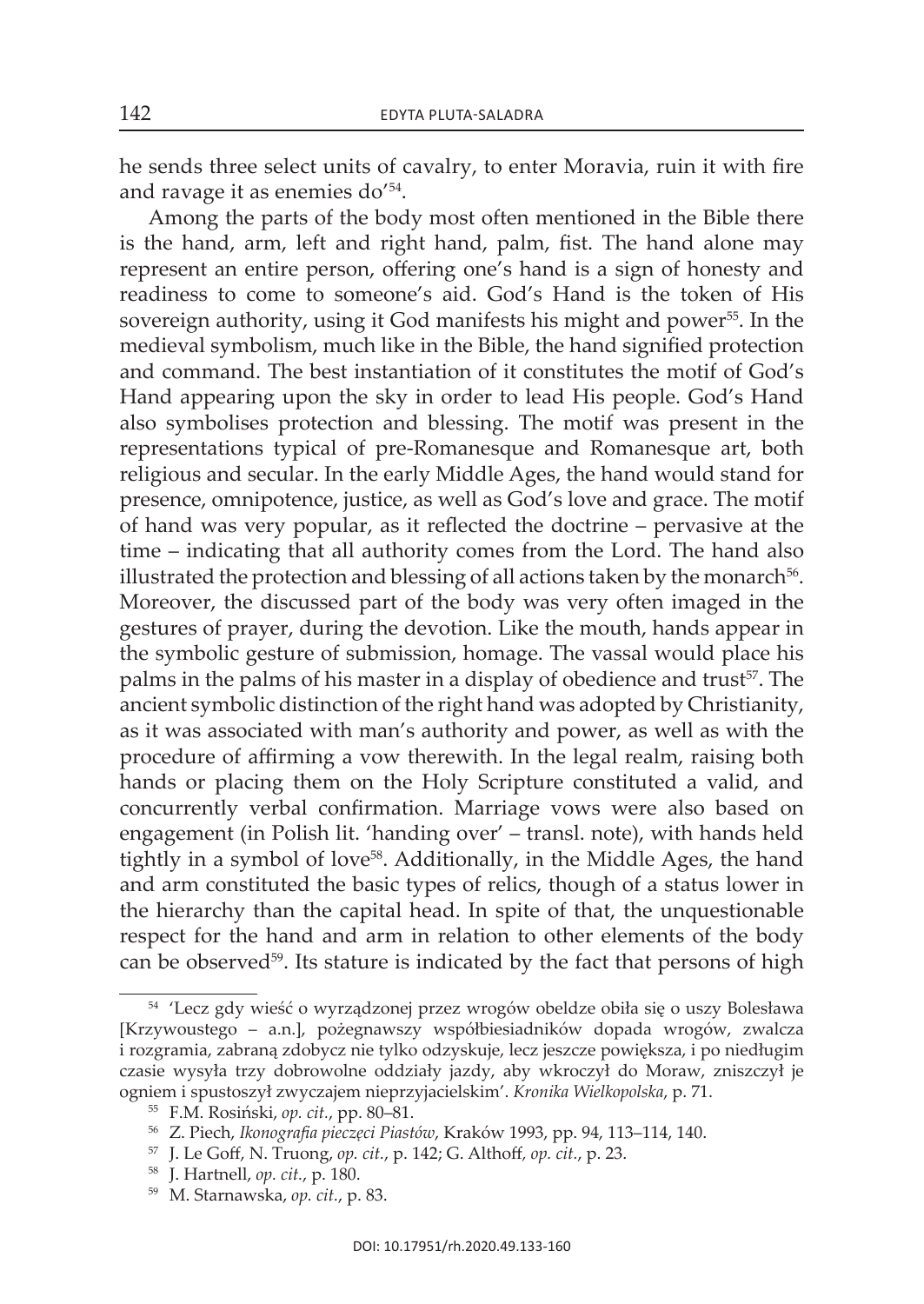he sends three select units of cavalry, to enter Moravia, ruin it with fire and ravage it as enemies do'[54].

Among the parts of the body most often mentioned in the Bible there is the hand, arm, left and right hand, palm, fist. The hand alone may represent an entire person, offering one's hand is a sign of honesty and readiness to come to someone's aid. God's Hand is the token of His sovereign authority, using it God manifests his might and power[55]. In the medieval symbolism, much like in the Bible, the hand signified protection and command. The best instantiation of it constitutes the motif of God's Hand appearing upon the sky in order to lead His people. God's Hand also symbolises protection and blessing. The motif was present in the representations typical of pre-Romanesque and Romanesque art, both religious and secular. In the early Middle Ages, the hand would stand for presence, omnipotence, justice, as well as God's love and grace. The motif of hand was very popular, as it reflected the doctrine – pervasive at the time – indicating that all authority comes from the Lord. The hand also illustrated the protection and blessing of all actions taken by the monarch[56]. Moreover, the discussed part of the body was very often imaged in the gestures of prayer, during the devotion. Like the mouth, hands appear in the symbolic gesture of submission, homage. The vassal would place his palms in the palms of his master in a display of obedience and trust[57]. The ancient symbolic distinction of the right hand was adopted by Christianity, as it was associated with man's authority and power, as well as with the procedure of affirming a vow therewith. In the legal realm, raising both hands or placing them on the Holy Scripture constituted a valid, and concurrently verbal confirmation. Marriage vows were also based on engagement (in Polish lit. 'handing over' – transl. note), with hands held tightly in a symbol of love[58]. Additionally, in the Middle Ages, the hand and arm constituted the basic types of relics, though of a status lower in the hierarchy than the capital head. In spite of that, the unquestionable respect for the hand and arm in relation to other elements of the body can be observed[59]. Its stature is indicated by the fact that persons of high

---

[54] 'Lecz gdy wieść o wyrządzonej przez wrogów obeldze obiła się o uszy Bolesława [Krzywoustego – a.n.], pożegnawszy współbiesiadników dopada wrogów, zwalcza i rozgramia, zabraną zdobycz nie tylko odzyskuje, lecz jeszcze powiększa, i po niedługim czasie wysyła trzy dobrowolne oddziały jazdy, aby wkroczył do Moraw, zniszczył je ogniem i spustoszył zwyczajem nieprzyjacielskim'. *Kronika Wielkopolska*, p. 71.

[55] F.M. Rosiński, *op. cit.*, pp. 80–81.

[56] Z. Piech, *Ikonografia pieczęci Piastów*, Kraków 1993, pp. 94, 113–114, 140.

[57] J. Le Goff, N. Truong, *op. cit.*, p. 142; G. Althoff, *op. cit.*, p. 23.

[58] J. Hartnell, *op. cit.*, p. 180.

[59] M. Starnawska, *op. cit.*, p. 83.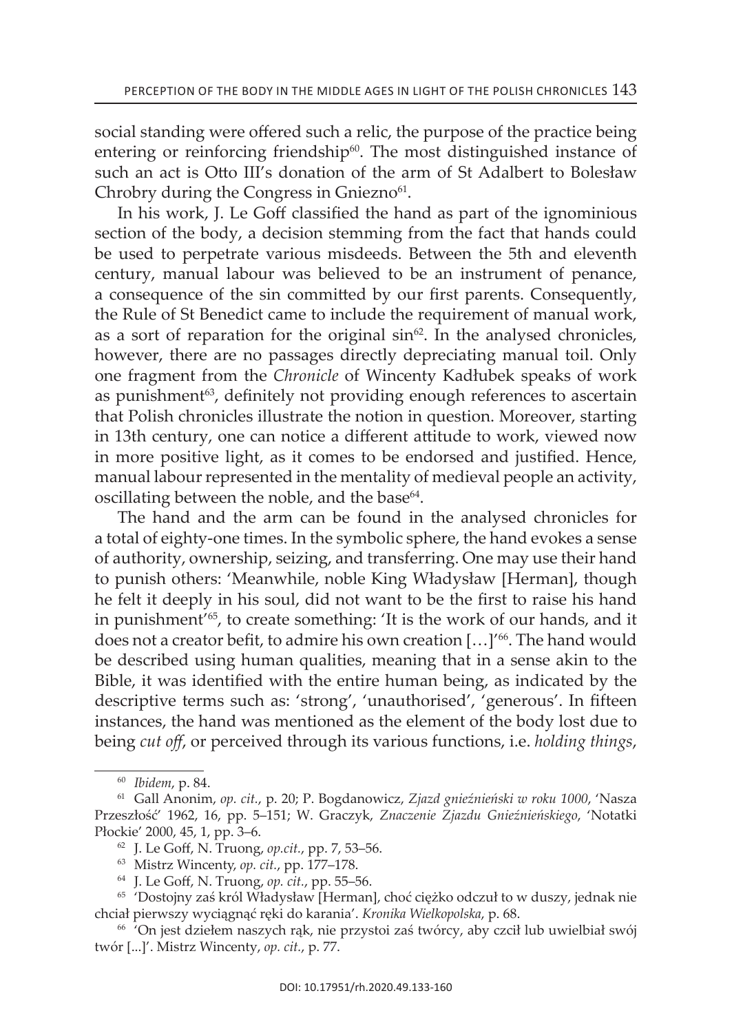social standing were offered such a relic, the purpose of the practice being entering or reinforcing friendship[60]. The most distinguished instance of such an act is Otto III's donation of the arm of St Adalbert to Bolesław Chrobry during the Congress in Gniezno[61].

In his work, J. Le Goff classified the hand as part of the ignominious section of the body, a decision stemming from the fact that hands could be used to perpetrate various misdeeds. Between the 5th and eleventh century, manual labour was believed to be an instrument of penance, a consequence of the sin committed by our first parents. Consequently, the Rule of St Benedict came to include the requirement of manual work, as a sort of reparation for the original sin[62]. In the analysed chronicles, however, there are no passages directly depreciating manual toil. Only one fragment from the *Chronicle* of Wincenty Kadłubek speaks of work as punishment[63], definitely not providing enough references to ascertain that Polish chronicles illustrate the notion in question. Moreover, starting in 13th century, one can notice a different attitude to work, viewed now in more positive light, as it comes to be endorsed and justified. Hence, manual labour represented in the mentality of medieval people an activity, oscillating between the noble, and the base[64].

The hand and the arm can be found in the analysed chronicles for a total of eighty-one times. In the symbolic sphere, the hand evokes a sense of authority, ownership, seizing, and transferring. One may use their hand to punish others: 'Meanwhile, noble King Władysław [Herman], though he felt it deeply in his soul, did not want to be the first to raise his hand in punishment'[65], to create something: 'It is the work of our hands, and it does not a creator befit, to admire his own creation […]'[66]. The hand would be described using human qualities, meaning that in a sense akin to the Bible, it was identified with the entire human being, as indicated by the descriptive terms such as: 'strong', 'unauthorised', 'generous'. In fifteen instances, the hand was mentioned as the element of the body lost due to being *cut off*, or perceived through its various functions, i.e. *holding things*,

---

[60] *Ibidem*, p. 84.

[61] Gall Anonim, *op. cit.*, p. 20; P. Bogdanowicz, *Zjazd gnieźnieński w roku 1000*, 'Nasza Przeszłość' 1962, 16, pp. 5–151; W. Graczyk, *Znaczenie Zjazdu Gnieźnieńskiego*, 'Notatki Płockie' 2000, 45, 1, pp. 3–6.

[62] J. Le Goff, N. Truong, *op.cit.*, pp. 7, 53–56.

[63] Mistrz Wincenty, *op. cit.*, pp. 177–178.

[64] J. Le Goff, N. Truong, *op. cit.*, pp. 55–56.

[65] 'Dostojny zaś król Władysław [Herman], choć ciężko odczuł to w duszy, jednak nie chciał pierwszy wyciągnąć ręki do karania'. *Kronika Wielkopolska*, p. 68.

[66] 'On jest dziełem naszych rąk, nie przystoi zaś twórcy, aby czcił lub uwielbiał swój twór [...]'. Mistrz Wincenty, *op. cit.*, p. 77.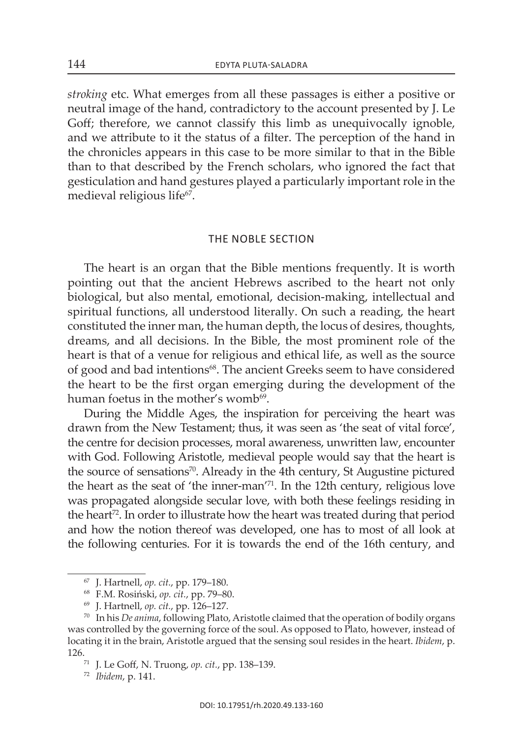*stroking* etc. What emerges from all these passages is either a positive or neutral image of the hand, contradictory to the account presented by J. Le Goff; therefore, we cannot classify this limb as unequivocally ignoble, and we attribute to it the status of a filter. The perception of the hand in the chronicles appears in this case to be more similar to that in the Bible than to that described by the French scholars, who ignored the fact that gesticulation and hand gestures played a particularly important role in the medieval religious life[67].

## THE NOBLE SECTION

The heart is an organ that the Bible mentions frequently. It is worth pointing out that the ancient Hebrews ascribed to the heart not only biological, but also mental, emotional, decision-making, intellectual and spiritual functions, all understood literally. On such a reading, the heart constituted the inner man, the human depth, the locus of desires, thoughts, dreams, and all decisions. In the Bible, the most prominent role of the heart is that of a venue for religious and ethical life, as well as the source of good and bad intentions[68]. The ancient Greeks seem to have considered the heart to be the first organ emerging during the development of the human foetus in the mother's womb[69].

During the Middle Ages, the inspiration for perceiving the heart was drawn from the New Testament; thus, it was seen as 'the seat of vital force', the centre for decision processes, moral awareness, unwritten law, encounter with God. Following Aristotle, medieval people would say that the heart is the source of sensations[70]. Already in the 4th century, St Augustine pictured the heart as the seat of 'the inner-man'[71]. In the 12th century, religious love was propagated alongside secular love, with both these feelings residing in the heart[72]. In order to illustrate how the heart was treated during that period and how the notion thereof was developed, one has to most of all look at the following centuries. For it is towards the end of the 16th century, and

---

[67] J. Hartnell, *op. cit.*, pp. 179–180.

[68] F.M. Rosiński, *op. cit.*, pp. 79–80.

[69] J. Hartnell, *op. cit.*, pp. 126–127.

[70] In his *De anima*, following Plato, Aristotle claimed that the operation of bodily organs was controlled by the governing force of the soul. As opposed to Plato, however, instead of locating it in the brain, Aristotle argued that the sensing soul resides in the heart. *Ibidem*, p. 126.

[71] J. Le Goff, N. Truong, *op. cit.*, pp. 138–139.

[72] *Ibidem*, p. 141.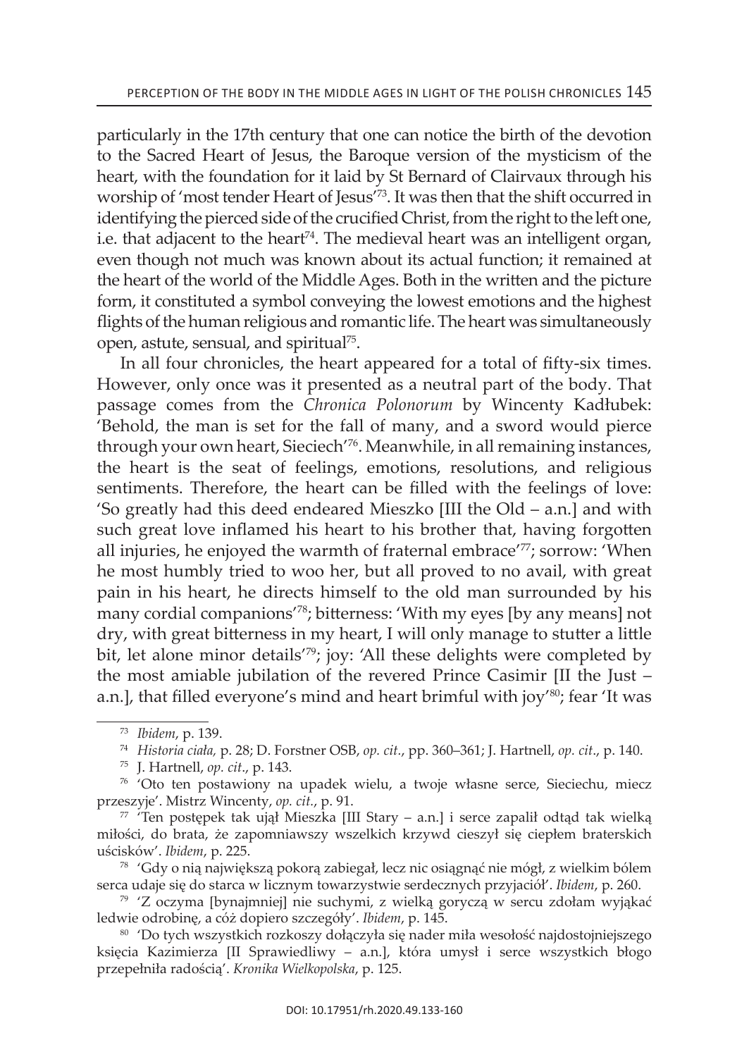particularly in the 17th century that one can notice the birth of the devotion to the Sacred Heart of Jesus, the Baroque version of the mysticism of the heart, with the foundation for it laid by St Bernard of Clairvaux through his worship of 'most tender Heart of Jesus'[73]. It was then that the shift occurred in identifying the pierced side of the crucified Christ, from the right to the left one, i.e. that adjacent to the heart[74]. The medieval heart was an intelligent organ, even though not much was known about its actual function; it remained at the heart of the world of the Middle Ages. Both in the written and the picture form, it constituted a symbol conveying the lowest emotions and the highest flights of the human religious and romantic life. The heart was simultaneously open, astute, sensual, and spiritual[75].

In all four chronicles, the heart appeared for a total of fifty-six times. However, only once was it presented as a neutral part of the body. That passage comes from the *Chronica Polonorum* by Wincenty Kadłubek: 'Behold, the man is set for the fall of many, and a sword would pierce through your own heart, Sieciech'[76]. Meanwhile, in all remaining instances, the heart is the seat of feelings, emotions, resolutions, and religious sentiments. Therefore, the heart can be filled with the feelings of love: 'So greatly had this deed endeared Mieszko [III the Old – a.n.] and with such great love inflamed his heart to his brother that, having forgotten all injuries, he enjoyed the warmth of fraternal embrace'[77]; sorrow: 'When he most humbly tried to woo her, but all proved to no avail, with great pain in his heart, he directs himself to the old man surrounded by his many cordial companions'[78]; bitterness: 'With my eyes [by any means] not dry, with great bitterness in my heart, I will only manage to stutter a little bit, let alone minor details'[79]; joy: 'All these delights were completed by the most amiable jubilation of the revered Prince Casimir [II the Just – a.n.], that filled everyone's mind and heart brimful with joy'[80]; fear 'It was

---

[73] *Ibidem*, p. 139.

[74] *Historia ciała,* p. 28; D. Forstner OSB, *op. cit.*, pp. 360–361; J. Hartnell, *op. cit.*, p. 140.

[75] J. Hartnell, *op. cit.*, p. 143.

[76] 'Oto ten postawiony na upadek wielu, a twoje własne serce, Sieciechu, miecz przeszyje'. Mistrz Wincenty, *op. cit.*, p. 91.

[77] 'Ten postępek tak ujął Mieszka [III Stary – a.n.] i serce zapalił odtąd tak wielką miłości, do brata, że zapomniawszy wszelkich krzywd cieszył się ciepłem braterskich uścisków'. *Ibidem*, p. 225.

[78] 'Gdy o nią największą pokorą zabiegał, lecz nic osiągnąć nie mógł, z wielkim bólem serca udaje się do starca w licznym towarzystwie serdecznych przyjaciół'. *Ibidem*, p. 260.

[79] 'Z oczyma [bynajmniej] nie suchymi, z wielką goryczą w sercu zdołam wyjąkać ledwie odrobinę, a cóż dopiero szczegóły'. *Ibidem*, p. 145.

[80] 'Do tych wszystkich rozkoszy dołączyła się nader miła wesołość najdostojniejszego księcia Kazimierza [II Sprawiedliwy – a.n.], która umysł i serce wszystkich błogo przepełniła radością'. *Kronika Wielkopolska*, p. 125.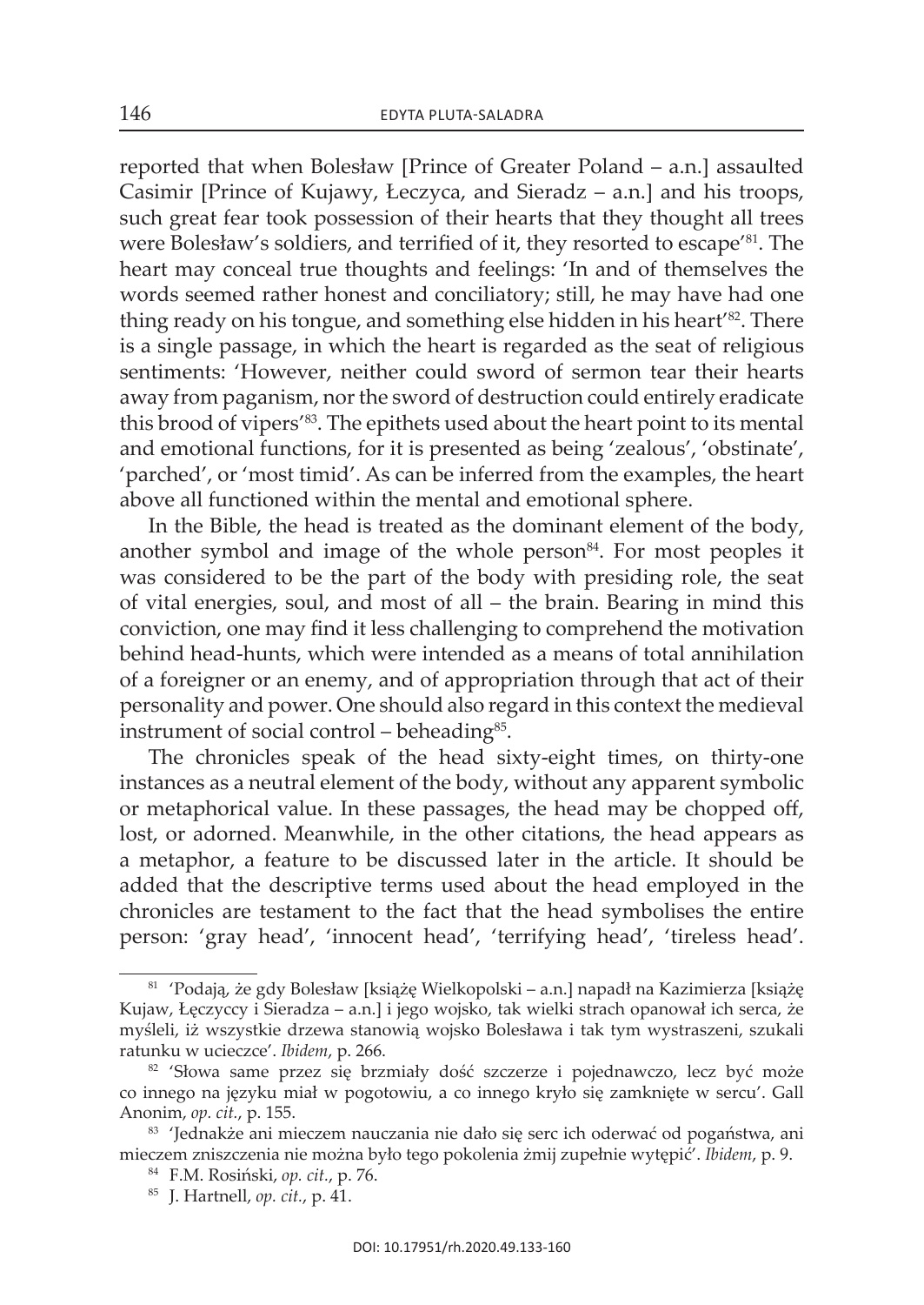reported that when Bolesław [Prince of Greater Poland – a.n.] assaulted Casimir [Prince of Kujawy, Łeczyca, and Sieradz – a.n.] and his troops, such great fear took possession of their hearts that they thought all trees were Bolesław's soldiers, and terrified of it, they resorted to escape'[81]. The heart may conceal true thoughts and feelings: 'In and of themselves the words seemed rather honest and conciliatory; still, he may have had one thing ready on his tongue, and something else hidden in his heart'[82]. There is a single passage, in which the heart is regarded as the seat of religious sentiments: 'However, neither could sword of sermon tear their hearts away from paganism, nor the sword of destruction could entirely eradicate this brood of vipers'[83]. The epithets used about the heart point to its mental and emotional functions, for it is presented as being 'zealous', 'obstinate', 'parched', or 'most timid'. As can be inferred from the examples, the heart above all functioned within the mental and emotional sphere.

In the Bible, the head is treated as the dominant element of the body, another symbol and image of the whole person[84]. For most peoples it was considered to be the part of the body with presiding role, the seat of vital energies, soul, and most of all – the brain. Bearing in mind this conviction, one may find it less challenging to comprehend the motivation behind head-hunts, which were intended as a means of total annihilation of a foreigner or an enemy, and of appropriation through that act of their personality and power. One should also regard in this context the medieval instrument of social control – beheading[85].

The chronicles speak of the head sixty-eight times, on thirty-one instances as a neutral element of the body, without any apparent symbolic or metaphorical value. In these passages, the head may be chopped off, lost, or adorned. Meanwhile, in the other citations, the head appears as a metaphor, a feature to be discussed later in the article. It should be added that the descriptive terms used about the head employed in the chronicles are testament to the fact that the head symbolises the entire person: 'gray head', 'innocent head', 'terrifying head', 'tireless head'.

---

[81] 'Podają, że gdy Bolesław [książę Wielkopolski – a.n.] napadł na Kazimierza [książę Kujaw, Łęczyccy i Sieradza – a.n.] i jego wojsko, tak wielki strach opanował ich serca, że myśleli, iż wszystkie drzewa stanowią wojsko Bolesława i tak tym wystraszeni, szukali ratunku w ucieczce'. *Ibidem*, p. 266.

[82] 'Słowa same przez się brzmiały dość szczerze i pojednawczo, lecz być może co innego na języku miał w pogotowiu, a co innego kryło się zamknięte w sercu'. Gall Anonim, *op. cit.*, p. 155.

[83] 'Jednakże ani mieczem nauczania nie dało się serc ich oderwać od pogaństwa, ani mieczem zniszczenia nie można było tego pokolenia żmij zupełnie wytępić'. *Ibidem*, p. 9.

[84] F.M. Rosiński, *op. cit.*, p. 76.

[85] J. Hartnell, *op. cit.*, p. 41.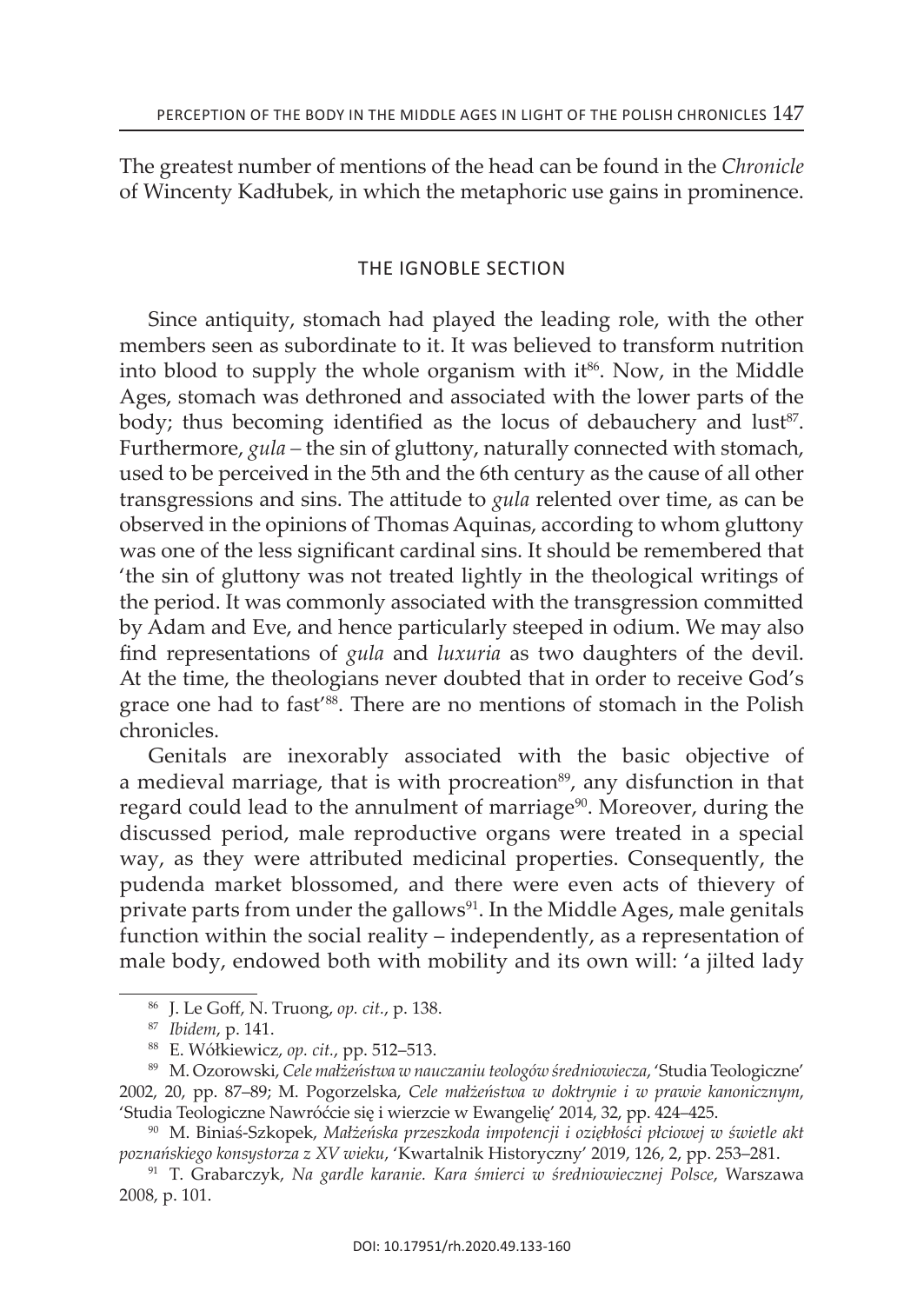The greatest number of mentions of the head can be found in the *Chronicle* of Wincenty Kadłubek, in which the metaphoric use gains in prominence.

## THE IGNOBLE SECTION

Since antiquity, stomach had played the leading role, with the other members seen as subordinate to it. It was believed to transform nutrition into blood to supply the whole organism with it[86]. Now, in the Middle Ages, stomach was dethroned and associated with the lower parts of the body; thus becoming identified as the locus of debauchery and lust[87]. Furthermore, *gula* – the sin of gluttony, naturally connected with stomach, used to be perceived in the 5th and the 6th century as the cause of all other transgressions and sins. The attitude to *gula* relented over time, as can be observed in the opinions of Thomas Aquinas, according to whom gluttony was one of the less significant cardinal sins. It should be remembered that 'the sin of gluttony was not treated lightly in the theological writings of the period. It was commonly associated with the transgression committed by Adam and Eve, and hence particularly steeped in odium. We may also find representations of *gula* and *luxuria* as two daughters of the devil. At the time, the theologians never doubted that in order to receive God's grace one had to fast'[88]. There are no mentions of stomach in the Polish chronicles.

Genitals are inexorably associated with the basic objective of a medieval marriage, that is with procreation[89], any disfunction in that regard could lead to the annulment of marriage[90]. Moreover, during the discussed period, male reproductive organs were treated in a special way, as they were attributed medicinal properties. Consequently, the pudenda market blossomed, and there were even acts of thievery of private parts from under the gallows[91]. In the Middle Ages, male genitals function within the social reality – independently, as a representation of male body, endowed both with mobility and its own will: 'a jilted lady

---

[86] J. Le Goff, N. Truong, *op. cit.*, p. 138.

[87] *Ibidem*, p. 141.

[88] E. Wółkiewicz, *op. cit.*, pp. 512–513.

[89] M. Ozorowski, *Cele małżeństwa w nauczaniu teologów średniowiecza*, 'Studia Teologiczne' 2002, 20, pp. 87–89; M. Pogorzelska, *Cele małżeństwa w doktrynie i w prawie kanonicznym*, 'Studia Teologiczne Nawróćcie się i wierzcie w Ewangelię' 2014, 32, pp. 424–425.

[90] M. Biniaś-Szkopek, *Małżeńska przeszkoda impotencji i oziębłości płciowej w świetle akt poznańskiego konsystorza z XV wieku*, 'Kwartalnik Historyczny' 2019, 126, 2, pp. 253–281.

[91] T. Grabarczyk, *Na gardle karanie. Kara śmierci w średniowiecznej Polsce*, Warszawa 2008, p. 101.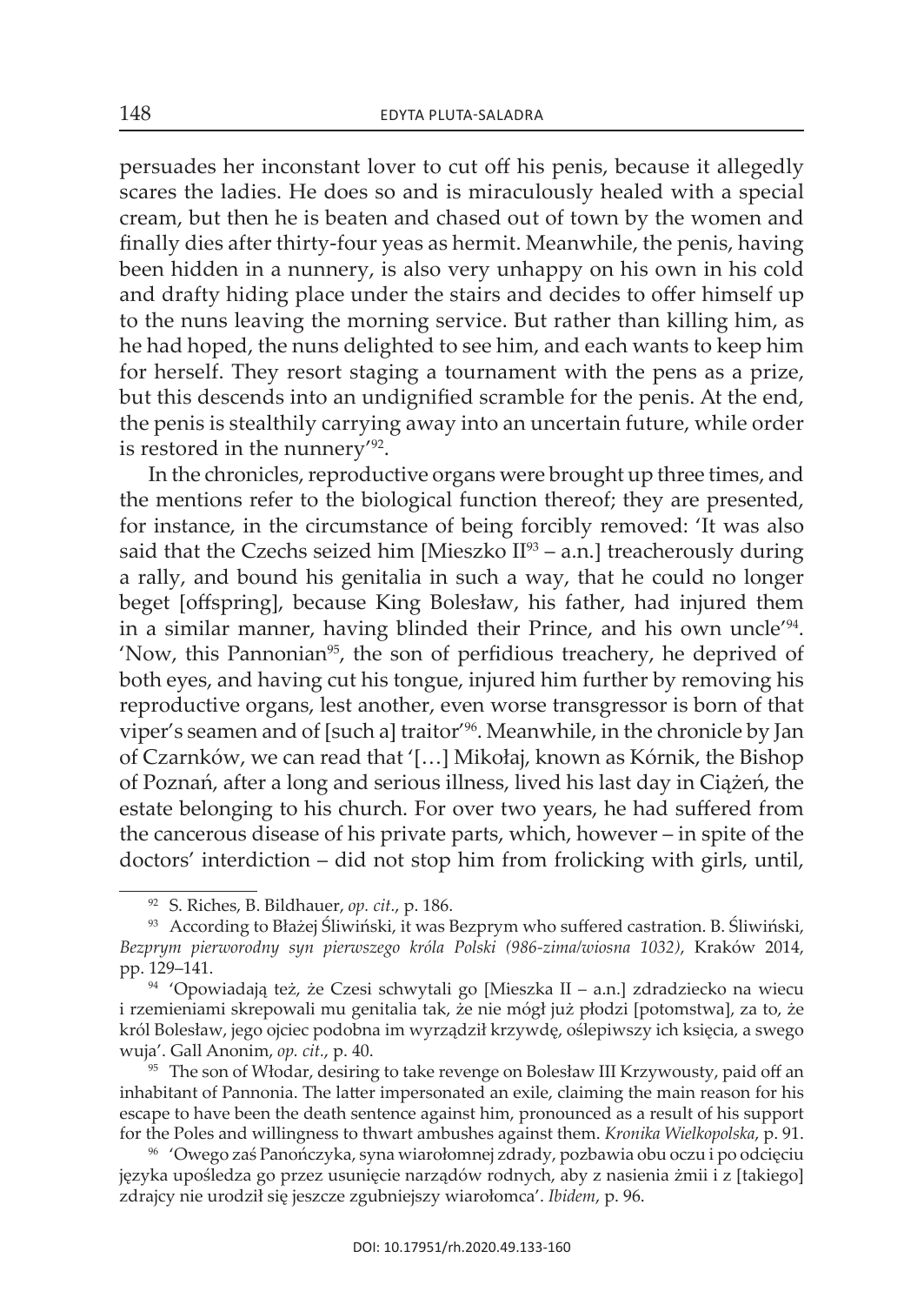persuades her inconstant lover to cut off his penis, because it allegedly scares the ladies. He does so and is miraculously healed with a special cream, but then he is beaten and chased out of town by the women and finally dies after thirty-four yeas as hermit. Meanwhile, the penis, having been hidden in a nunnery, is also very unhappy on his own in his cold and drafty hiding place under the stairs and decides to offer himself up to the nuns leaving the morning service. But rather than killing him, as he had hoped, the nuns delighted to see him, and each wants to keep him for herself. They resort staging a tournament with the pens as a prize, but this descends into an undignified scramble for the penis. At the end, the penis is stealthily carrying away into an uncertain future, while order is restored in the nunnery'[92].

In the chronicles, reproductive organs were brought up three times, and the mentions refer to the biological function thereof; they are presented, for instance, in the circumstance of being forcibly removed: 'It was also said that the Czechs seized him [Mieszko II[93] – a.n.] treacherously during a rally, and bound his genitalia in such a way, that he could no longer beget [offspring], because King Bolesław, his father, had injured them in a similar manner, having blinded their Prince, and his own uncle'[94]. 'Now, this Pannonian[95], the son of perfidious treachery, he deprived of both eyes, and having cut his tongue, injured him further by removing his reproductive organs, lest another, even worse transgressor is born of that viper's seamen and of [such a] traitor'[96]. Meanwhile, in the chronicle by Jan of Czarnków, we can read that '[…] Mikołaj, known as Kórnik, the Bishop of Poznań, after a long and serious illness, lived his last day in Ciążeń, the estate belonging to his church. For over two years, he had suffered from the cancerous disease of his private parts, which, however – in spite of the doctors' interdiction – did not stop him from frolicking with girls, until,

---

[92] S. Riches, B. Bildhauer, *op. cit.*, p. 186.

[93] According to Błażej Śliwiński, it was Bezprym who suffered castration. B. Śliwiński, *Bezprym pierworodny syn pierwszego króla Polski (986-zima/wiosna 1032)*, Kraków 2014, pp. 129–141.

[94] 'Opowiadają też, że Czesi schwytali go [Mieszka II – a.n.] zdradziecko na wiecu i rzemieniami skrepowali mu genitalia tak, że nie mógł już płodzi [potomstwa], za to, że król Bolesław, jego ojciec podobna im wyrządził krzywdę, oślepiwszy ich księcia, a swego wuja'. Gall Anonim, *op. cit.*, p. 40.

[95] The son of Włodar, desiring to take revenge on Bolesław III Krzywousty, paid off an inhabitant of Pannonia. The latter impersonated an exile, claiming the main reason for his escape to have been the death sentence against him, pronounced as a result of his support for the Poles and willingness to thwart ambushes against them. *Kronika Wielkopolska*, p. 91.

[96] 'Owego zaś Panończyka, syna wiarołomnej zdrady, pozbawia obu oczu i po odcięciu języka upośledza go przez usunięcie narządów rodnych, aby z nasienia żmii i z [takiego] zdrajcy nie urodził się jeszcze zgubniejszy wiarołomca'. *Ibidem*, p. 96.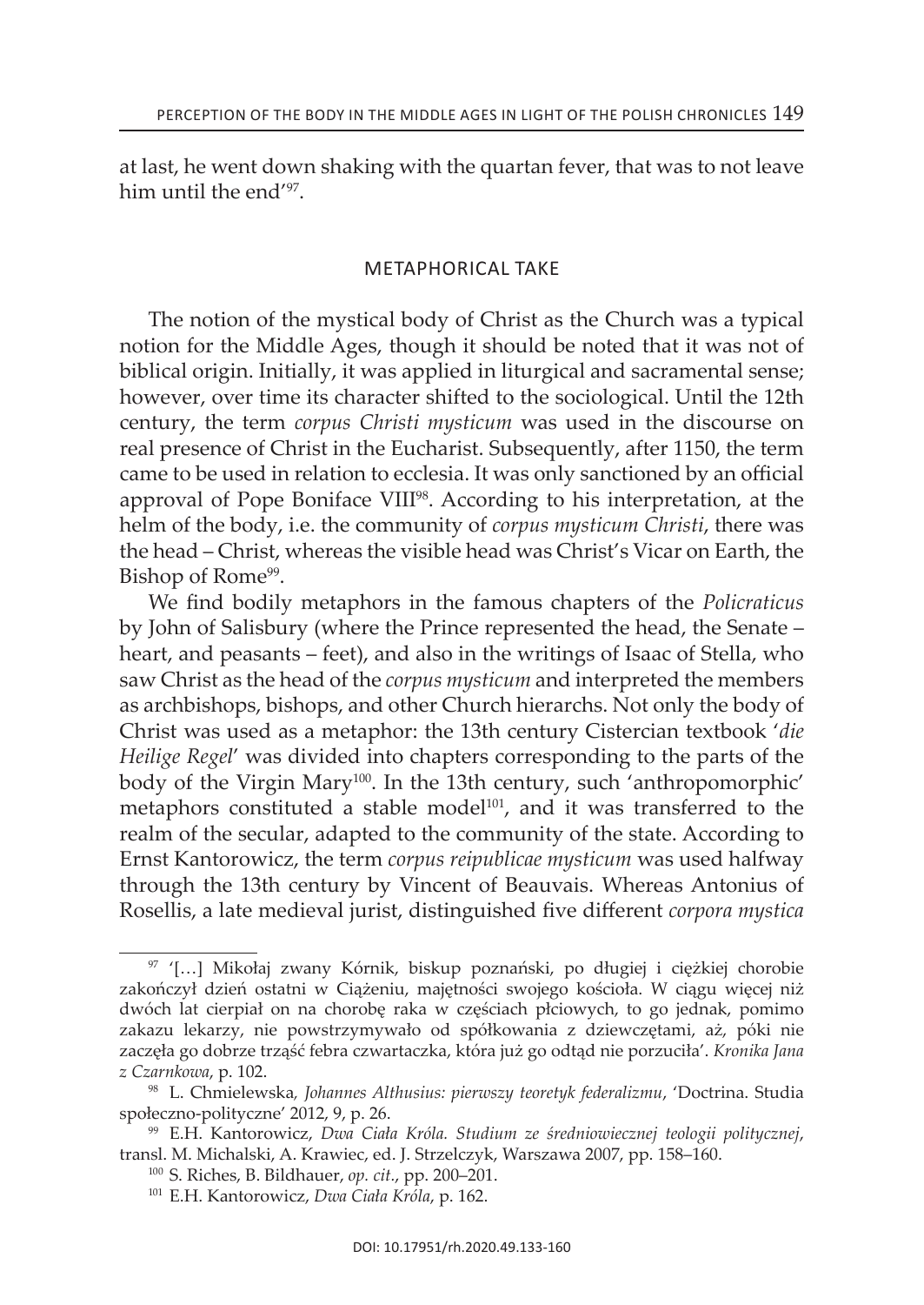at last, he went down shaking with the quartan fever, that was to not leave him until the end'[97].

## METAPHORICAL TAKE

The notion of the mystical body of Christ as the Church was a typical notion for the Middle Ages, though it should be noted that it was not of biblical origin. Initially, it was applied in liturgical and sacramental sense; however, over time its character shifted to the sociological. Until the 12th century, the term *corpus Christi mysticum* was used in the discourse on real presence of Christ in the Eucharist. Subsequently, after 1150, the term came to be used in relation to ecclesia. It was only sanctioned by an official approval of Pope Boniface VIII[98]. According to his interpretation, at the helm of the body, i.e. the community of *corpus mysticum Christi*, there was the head – Christ, whereas the visible head was Christ's Vicar on Earth, the Bishop of Rome[99].

We find bodily metaphors in the famous chapters of the *Policraticus* by John of Salisbury (where the Prince represented the head, the Senate – heart, and peasants – feet), and also in the writings of Isaac of Stella, who saw Christ as the head of the *corpus mysticum* and interpreted the members as archbishops, bishops, and other Church hierarchs. Not only the body of Christ was used as a metaphor: the 13th century Cistercian textbook '*die Heilige Regel*' was divided into chapters corresponding to the parts of the body of the Virgin Mary[100]. In the 13th century, such 'anthropomorphic' metaphors constituted a stable model[101], and it was transferred to the realm of the secular, adapted to the community of the state. According to Ernst Kantorowicz, the term *corpus reipublicae mysticum* was used halfway through the 13th century by Vincent of Beauvais. Whereas Antonius of Rosellis, a late medieval jurist, distinguished five different *corpora mystica*

---

[97] '[…] Mikołaj zwany Kórnik, biskup poznański, po długiej i ciężkiej chorobie zakończył dzień ostatni w Ciążeniu, majętności swojego kościoła. W ciągu więcej niż dwóch lat cierpiał on na chorobę raka w częściach płciowych, to go jednak, pomimo zakazu lekarzy, nie powstrzymywało od spółkowania z dziewczętami, aż, póki nie zaczęła go dobrze trząść febra czwartaczka, która już go odtąd nie porzuciła'. *Kronika Jana z Czarnkowa*, p. 102.

[98] L. Chmielewska, *Johannes Althusius: pierwszy teoretyk federalizmu*, 'Doctrina. Studia społeczno-polityczne' 2012, 9, p. 26.

[99] E.H. Kantorowicz, *Dwa Ciała Króla. Studium ze średniowiecznej teologii politycznej*, transl. M. Michalski, A. Krawiec, ed. J. Strzelczyk, Warszawa 2007, pp. 158–160.

[100] S. Riches, B. Bildhauer, *op. cit.*, pp. 200–201.

[101] E.H. Kantorowicz, *Dwa Ciała Króla*, p. 162.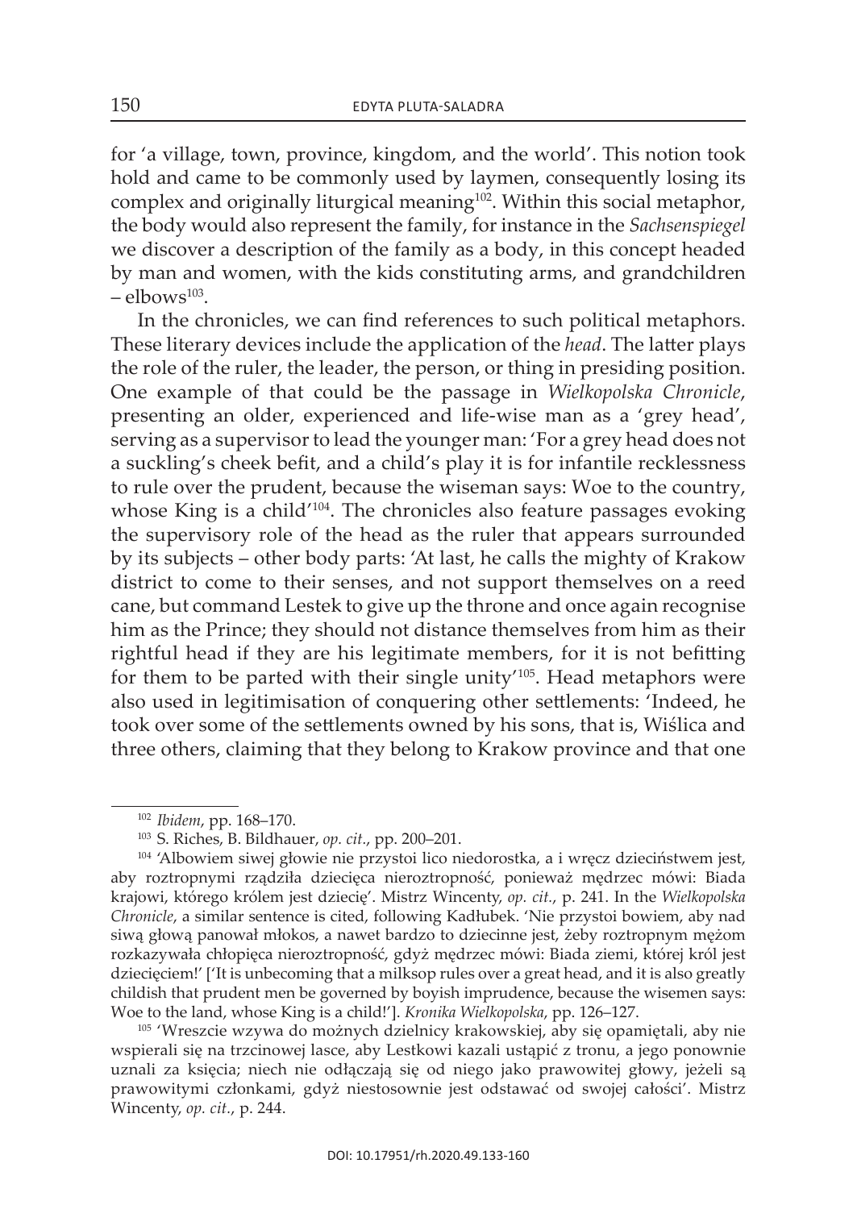for 'a village, town, province, kingdom, and the world'. This notion took hold and came to be commonly used by laymen, consequently losing its complex and originally liturgical meaning[102]. Within this social metaphor, the body would also represent the family, for instance in the *Sachsenspiegel* we discover a description of the family as a body, in this concept headed by man and women, with the kids constituting arms, and grandchildren – elbows[103].

In the chronicles, we can find references to such political metaphors. These literary devices include the application of the *head*. The latter plays the role of the ruler, the leader, the person, or thing in presiding position. One example of that could be the passage in *Wielkopolska Chronicle*, presenting an older, experienced and life-wise man as a 'grey head', serving as a supervisor to lead the younger man: 'For a grey head does not a suckling's cheek befit, and a child's play it is for infantile recklessness to rule over the prudent, because the wiseman says: Woe to the country, whose King is a child'[104]. The chronicles also feature passages evoking the supervisory role of the head as the ruler that appears surrounded by its subjects – other body parts: 'At last, he calls the mighty of Krakow district to come to their senses, and not support themselves on a reed cane, but command Lestek to give up the throne and once again recognise him as the Prince; they should not distance themselves from him as their rightful head if they are his legitimate members, for it is not befitting for them to be parted with their single unity'[105]. Head metaphors were also used in legitimisation of conquering other settlements: 'Indeed, he took over some of the settlements owned by his sons, that is, Wiślica and three others, claiming that they belong to Krakow province and that one

---

[102] *Ibidem*, pp. 168–170.

[103] S. Riches, B. Bildhauer, *op. cit.*, pp. 200–201.

[104] 'Albowiem siwej głowie nie przystoi lico niedorostka, a i wręcz dziecińst­wem jest, aby roztropnymi rządziła dziecięca nieroztropność, ponieważ mędrzec mówi: Biada krajowi, którego królem jest dziecię'. Mistrz Wincenty, *op. cit.*, p. 241. In the *Wielkopolska Chronicle*, a similar sentence is cited, following Kadłubek. 'Nie przystoi bowiem, aby nad siwą głową panował młokos, a nawet bardzo to dziecinne jest, żeby roztropnym mężom rozkazywała chłopięca nieroztropność, gdyż mędrzec mówi: Biada ziemi, której król jest dziecięciem!' ['It is unbecoming that a milksop rules over a great head, and it is also greatly childish that prudent men be governed by boyish imprudence, because the wisemen says: Woe to the land, whose King is a child!']. *Kronika Wielkopolska*, pp. 126–127.

[105] 'Wreszcie wzywa do możnych dzielnicy krakowskiej, aby się opamiętali, aby nie wspierali się na trzcinowej lasce, aby Lestkowi kazali ustąpić z tronu, a jego ponownie uznali za księcia; niech nie odłączają się od niego jako prawowitej głowy, jeżeli są prawowitymi członkami, gdyż niestosownie jest odstawać od swojej całości'. Mistrz Wincenty, *op. cit.*, p. 244.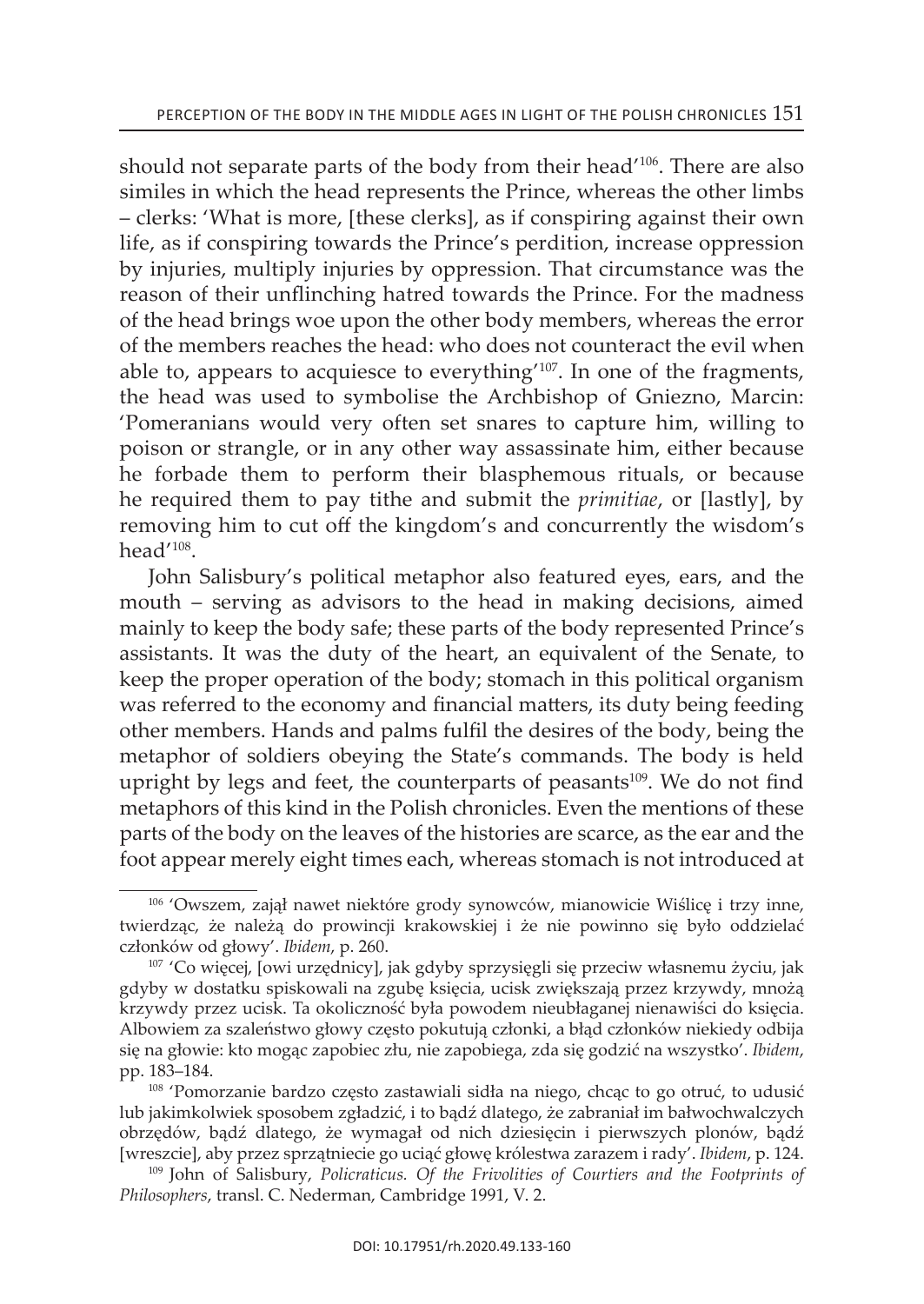should not separate parts of the body from their head'[106]. There are also similes in which the head represents the Prince, whereas the other limbs – clerks: 'What is more, [these clerks], as if conspiring against their own life, as if conspiring towards the Prince's perdition, increase oppression by injuries, multiply injuries by oppression. That circumstance was the reason of their unflinching hatred towards the Prince. For the madness of the head brings woe upon the other body members, whereas the error of the members reaches the head: who does not counteract the evil when able to, appears to acquiesce to everything'[107]. In one of the fragments, the head was used to symbolise the Archbishop of Gniezno, Marcin: 'Pomeranians would very often set snares to capture him, willing to poison or strangle, or in any other way assassinate him, either because he forbade them to perform their blasphemous rituals, or because he required them to pay tithe and submit the *primitiae*, or [lastly], by removing him to cut off the kingdom's and concurrently the wisdom's head'[108].

John Salisbury's political metaphor also featured eyes, ears, and the mouth – serving as advisors to the head in making decisions, aimed mainly to keep the body safe; these parts of the body represented Prince's assistants. It was the duty of the heart, an equivalent of the Senate, to keep the proper operation of the body; stomach in this political organism was referred to the economy and financial matters, its duty being feeding other members. Hands and palms fulfil the desires of the body, being the metaphor of soldiers obeying the State's commands. The body is held upright by legs and feet, the counterparts of peasants[109]. We do not find metaphors of this kind in the Polish chronicles. Even the mentions of these parts of the body on the leaves of the histories are scarce, as the ear and the foot appear merely eight times each, whereas stomach is not introduced at

---

[106] 'Owszem, zajął nawet niektóre grody synowców, mianowicie Wiślicę i trzy inne, twierdząc, że należą do prowincji krakowskiej i że nie powinno się było oddzielać członków od głowy'. *Ibidem*, p. 260.

[107] 'Co więcej, [owi urzędnicy], jak gdyby sprzysięgli się przeciw własnemu życiu, jak gdyby w dostatku spiskowali na zgubę księcia, ucisk zwiększają przez krzywdy, mnożą krzywdy przez ucisk. Ta okoliczność była powodem nieubłaganej nienawiści do księcia. Albowiem za szaleństwo głowy często pokutują członki, a błąd członków niekiedy odbija się na głowie: kto mogąc zapobiec złu, nie zapobiega, zda się godzić na wszystko'. *Ibidem*, pp. 183–184.

[108] 'Pomorzanie bardzo często zastawiali sidła na niego, chcąc to go otruć, to udusić lub jakimkolwiek sposobem zgładzić, i to bądź dlatego, że zabraniał im bałwochwalczych obrzędów, bądź dlatego, że wymagał od nich dziesięcin i pierwszych plonów, bądź [wreszcie], aby przez sprzątniecie go uciąć głowę królestwa zarazem i rady'. *Ibidem*, p. 124.

[109] John of Salisbury, *Policraticus. Of the Frivolities of Courtiers and the Footprints of Philosophers*, transl. C. Nederman, Cambridge 1991, V. 2.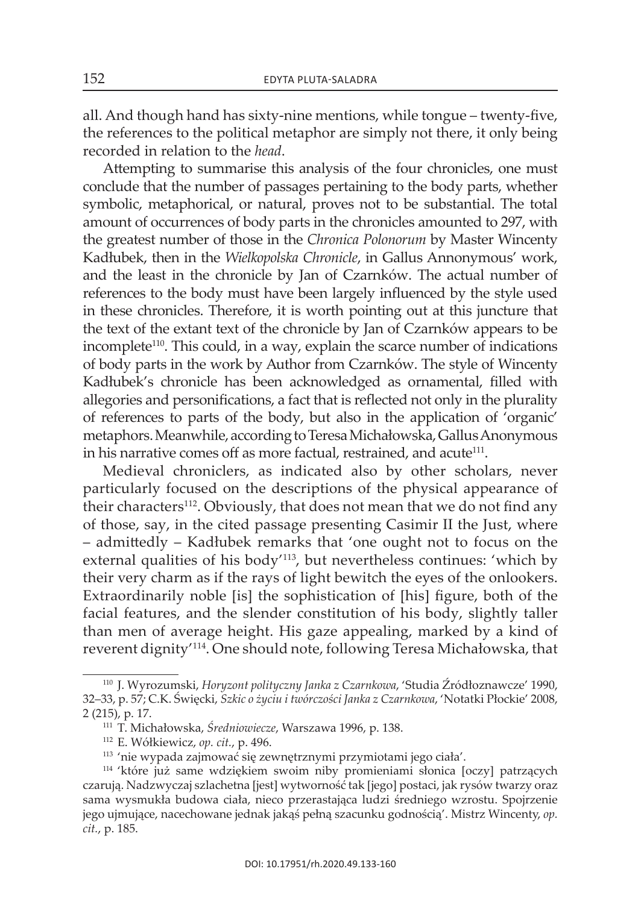all. And though hand has sixty-nine mentions, while tongue – twenty-five, the references to the political metaphor are simply not there, it only being recorded in relation to the *head*.

Attempting to summarise this analysis of the four chronicles, one must conclude that the number of passages pertaining to the body parts, whether symbolic, metaphorical, or natural, proves not to be substantial. The total amount of occurrences of body parts in the chronicles amounted to 297, with the greatest number of those in the *Chronica Polonorum* by Master Wincenty Kadłubek, then in the *Wielkopolska Chronicle*, in Gallus Annonymous' work, and the least in the chronicle by Jan of Czarnków. The actual number of references to the body must have been largely influenced by the style used in these chronicles. Therefore, it is worth pointing out at this juncture that the text of the extant text of the chronicle by Jan of Czarnków appears to be incomplete[110]. This could, in a way, explain the scarce number of indications of body parts in the work by Author from Czarnków. The style of Wincenty Kadłubek's chronicle has been acknowledged as ornamental, filled with allegories and personifications, a fact that is reflected not only in the plurality of references to parts of the body, but also in the application of 'organic' metaphors. Meanwhile, according to Teresa Michałowska, Gallus Anonymous in his narrative comes off as more factual, restrained, and acute[111].

Medieval chroniclers, as indicated also by other scholars, never particularly focused on the descriptions of the physical appearance of their characters[112]. Obviously, that does not mean that we do not find any of those, say, in the cited passage presenting Casimir II the Just, where – admittedly – Kadłubek remarks that 'one ought not to focus on the external qualities of his body'[113], but nevertheless continues: 'which by their very charm as if the rays of light bewitch the eyes of the onlookers. Extraordinarily noble [is] the sophistication of [his] figure, both of the facial features, and the slender constitution of his body, slightly taller than men of average height. His gaze appealing, marked by a kind of reverent dignity'[114]. One should note, following Teresa Michałowska, that

---

[110] J. Wyrozumski, *Horyzont polityczny Janka z Czarnkowa*, 'Studia Źródłoznawcze' 1990, 32–33, p. 57; C.K. Święcki, *Szkic o życiu i twórczości Janka z Czarnkowa*, 'Notatki Płockie' 2008, 2 (215), p. 17.

[111] T. Michałowska, *Średniowiecze*, Warszawa 1996, p. 138.

[112] E. Wółkiewicz, *op. cit.*, p. 496.

[113] 'nie wypada zajmować się zewnętrznymi przymiotami jego ciała'.

[114] 'które już same wdziękiem swoim niby promieniami słonica [oczy] patrzących czarują. Nadzwyczaj szlachetna [jest] wytworność tak [jego] postaci, jak rysów twarzy oraz sama wysmukła budowa ciała, nieco przerastająca ludzi średniego wzrostu. Spojrzenie jego ujmujące, nacechowane jednak jakąś pełną szacunku godnością'. Mistrz Wincenty, *op. cit.*, p. 185.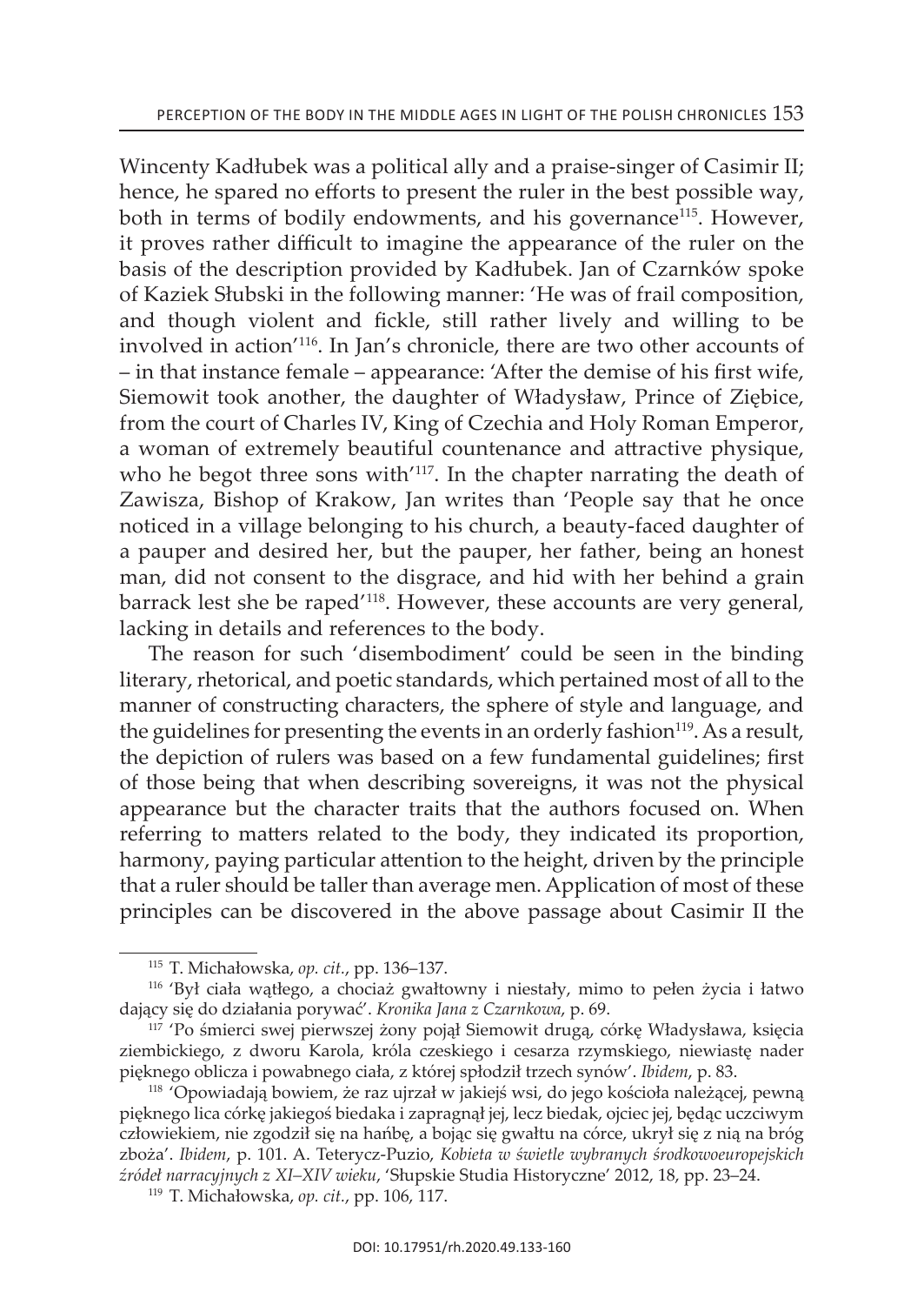Wincenty Kadłubek was a political ally and a praise-singer of Casimir II; hence, he spared no efforts to present the ruler in the best possible way, both in terms of bodily endowments, and his governance[115]. However, it proves rather difficult to imagine the appearance of the ruler on the basis of the description provided by Kadłubek. Jan of Czarnków spoke of Kaziek Słubski in the following manner: 'He was of frail composition, and though violent and fickle, still rather lively and willing to be involved in action'[116]. In Jan's chronicle, there are two other accounts of – in that instance female – appearance: 'After the demise of his first wife, Siemowit took another, the daughter of Władysław, Prince of Ziębice, from the court of Charles IV, King of Czechia and Holy Roman Emperor, a woman of extremely beautiful countenance and attractive physique, who he begot three sons with'[117]. In the chapter narrating the death of Zawisza, Bishop of Krakow, Jan writes than 'People say that he once noticed in a village belonging to his church, a beauty-faced daughter of a pauper and desired her, but the pauper, her father, being an honest man, did not consent to the disgrace, and hid with her behind a grain barrack lest she be raped'[118]. However, these accounts are very general, lacking in details and references to the body.

The reason for such 'disembodiment' could be seen in the binding literary, rhetorical, and poetic standards, which pertained most of all to the manner of constructing characters, the sphere of style and language, and the guidelines for presenting the events in an orderly fashion[119]. As a result, the depiction of rulers was based on a few fundamental guidelines; first of those being that when describing sovereigns, it was not the physical appearance but the character traits that the authors focused on. When referring to matters related to the body, they indicated its proportion, harmony, paying particular attention to the height, driven by the principle that a ruler should be taller than average men. Application of most of these principles can be discovered in the above passage about Casimir II the

---

[115] T. Michałowska, *op. cit.*, pp. 136–137.

[116] 'Był ciała wątłego, a chociaż gwałtowny i niestały, mimo to pełen życia i łatwo dający się do działania porywać'. *Kronika Jana z Czarnkowa*, p. 69.

[117] 'Po śmierci swej pierwszej żony pojął Siemowit drugą, córkę Władysława, księcia ziembickiego, z dworu Karola, króla czeskiego i cesarza rzymskiego, niewiastę nader pięknego oblicza i powabnego ciała, z której spłodził trzech synów'. *Ibidem*, p. 83.

[118] 'Opowiadają bowiem, że raz ujrzał w jakiejś wsi, do jego kościoła należącej, pewną pięknego lica córkę jakiegoś biedaka i zapragnął jej, lecz biedak, ojciec jej, będąc uczciwym człowiekiem, nie zgodził się na hańbę, a bojąc się gwałtu na córce, ukrył się z nią na bróg zboża'. *Ibidem*, p. 101. A. Teterycz-Puzio, *Kobieta w świetle wybranych środkowoeuropejskich źródeł narracyjnych z XI–XIV wieku*, 'Słupskie Studia Historyczne' 2012, 18, pp. 23–24.

[119] T. Michałowska, *op. cit.*, pp. 106, 117.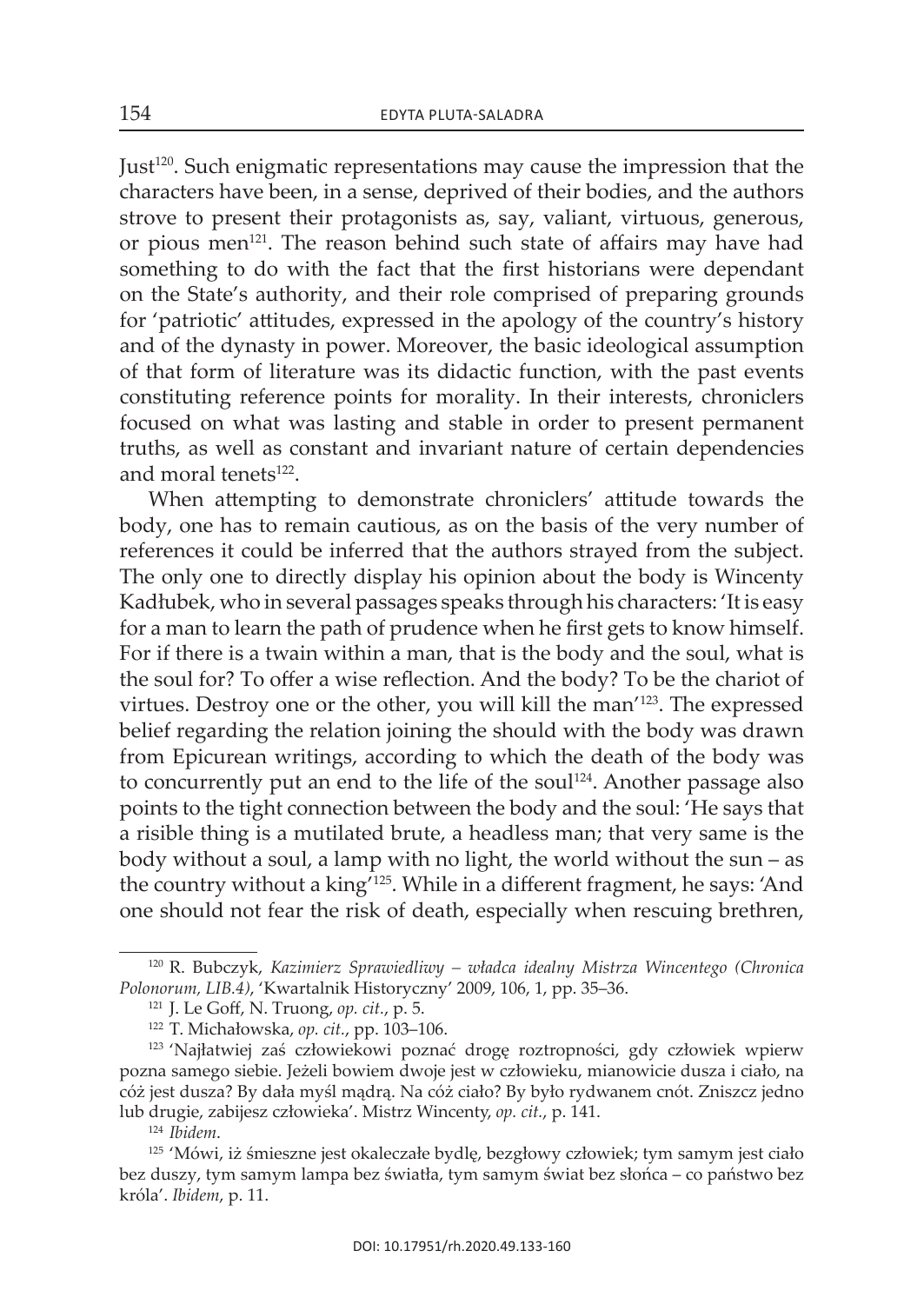Just[120]. Such enigmatic representations may cause the impression that the characters have been, in a sense, deprived of their bodies, and the authors strove to present their protagonists as, say, valiant, virtuous, generous, or pious men[121]. The reason behind such state of affairs may have had something to do with the fact that the first historians were dependant on the State's authority, and their role comprised of preparing grounds for 'patriotic' attitudes, expressed in the apology of the country's history and of the dynasty in power. Moreover, the basic ideological assumption of that form of literature was its didactic function, with the past events constituting reference points for morality. In their interests, chroniclers focused on what was lasting and stable in order to present permanent truths, as well as constant and invariant nature of certain dependencies and moral tenets[122].

When attempting to demonstrate chroniclers' attitude towards the body, one has to remain cautious, as on the basis of the very number of references it could be inferred that the authors strayed from the subject. The only one to directly display his opinion about the body is Wincenty Kadłubek, who in several passages speaks through his characters: 'It is easy for a man to learn the path of prudence when he first gets to know himself. For if there is a twain within a man, that is the body and the soul, what is the soul for? To offer a wise reflection. And the body? To be the chariot of virtues. Destroy one or the other, you will kill the man'[123]. The expressed belief regarding the relation joining the should with the body was drawn from Epicurean writings, according to which the death of the body was to concurrently put an end to the life of the soul[124]. Another passage also points to the tight connection between the body and the soul: 'He says that a risible thing is a mutilated brute, a headless man; that very same is the body without a soul, a lamp with no light, the world without the sun – as the country without a king'[125]. While in a different fragment, he says: 'And one should not fear the risk of death, especially when rescuing brethren,

---

[120] R. Bubczyk, *Kazimierz Sprawiedliwy – władca idealny Mistrza Wincentego (Chronica Polonorum, LIB.4)*, 'Kwartalnik Historyczny' 2009, 106, 1, pp. 35–36.

[121] J. Le Goff, N. Truong, *op. cit.*, p. 5.

[122] T. Michałowska, *op. cit.*, pp. 103–106.

[123] 'Najłatwiej zaś człowiekowi poznać drogę roztropności, gdy człowiek wpierw pozna samego siebie. Jeżeli bowiem dwoje jest w człowieku, mianowicie dusza i ciało, na cóż jest dusza? By dała myśl mądrą. Na cóż ciało? By było rydwanem cnót. Zniszcz jedno lub drugie, zabijesz człowieka'. Mistrz Wincenty, *op. cit.*, p. 141.

[124] *Ibidem*.

[125] 'Mówi, iż śmieszne jest okaleczałe bydlę, bezgłowy człowiek; tym samym jest ciało bez duszy, tym samym lampa bez światła, tym samym świat bez słońca – co państwo bez króla'. *Ibidem*, p. 11.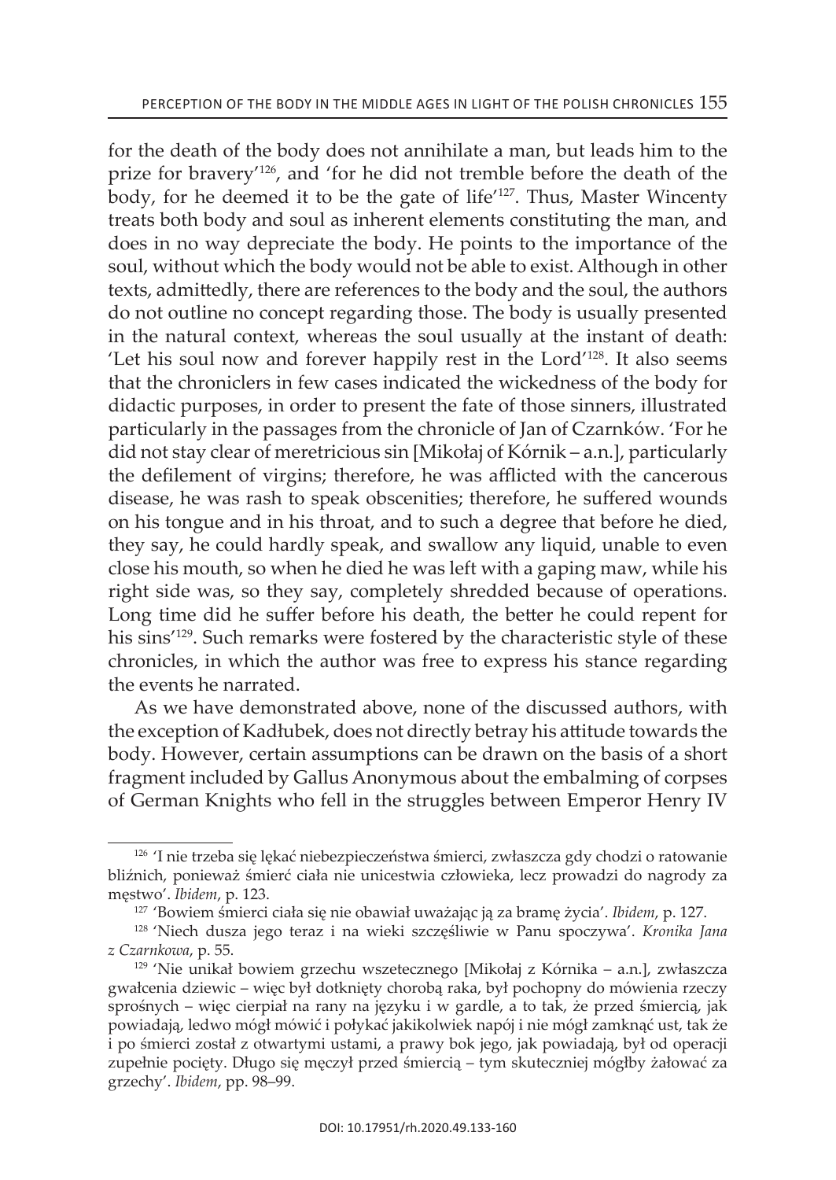for the death of the body does not annihilate a man, but leads him to the prize for bravery'[126], and 'for he did not tremble before the death of the body, for he deemed it to be the gate of life'[127]. Thus, Master Wincenty treats both body and soul as inherent elements constituting the man, and does in no way depreciate the body. He points to the importance of the soul, without which the body would not be able to exist. Although in other texts, admittedly, there are references to the body and the soul, the authors do not outline no concept regarding those. The body is usually presented in the natural context, whereas the soul usually at the instant of death: 'Let his soul now and forever happily rest in the Lord'[128]. It also seems that the chroniclers in few cases indicated the wickedness of the body for didactic purposes, in order to present the fate of those sinners, illustrated particularly in the passages from the chronicle of Jan of Czarnków. 'For he did not stay clear of meretricious sin [Mikołaj of Kórnik – a.n.], particularly the defilement of virgins; therefore, he was afflicted with the cancerous disease, he was rash to speak obscenities; therefore, he suffered wounds on his tongue and in his throat, and to such a degree that before he died, they say, he could hardly speak, and swallow any liquid, unable to even close his mouth, so when he died he was left with a gaping maw, while his right side was, so they say, completely shredded because of operations. Long time did he suffer before his death, the better he could repent for his sins'[129]. Such remarks were fostered by the characteristic style of these chronicles, in which the author was free to express his stance regarding the events he narrated.

As we have demonstrated above, none of the discussed authors, with the exception of Kadłubek, does not directly betray his attitude towards the body. However, certain assumptions can be drawn on the basis of a short fragment included by Gallus Anonymous about the embalming of corpses of German Knights who fell in the struggles between Emperor Henry IV

---

[126] 'I nie trzeba się lękać niebezpieczeństwa śmierci, zwłaszcza gdy chodzi o ratowanie bliźnich, ponieważ śmierć ciała nie unicestwia człowieka, lecz prowadzi do nagrody za męstwo'. *Ibidem*, p. 123.

[127] 'Bowiem śmierci ciała się nie obawiał uważając ją za bramę życia'. *Ibidem*, p. 127.

[128] 'Niech dusza jego teraz i na wieki szczęśliwie w Panu spoczywa'. *Kronika Jana z Czarnkowa*, p. 55.

[129] 'Nie unikał bowiem grzechu wszetecznego [Mikołaj z Kórnika – a.n.], zwłaszcza gwałcenia dziewic – więc był dotknięty chorobą raka, był pochopny do mówienia rzeczy sprośnych – więc cierpiał na rany na języku i w gardle, a to tak, że przed śmiercią, jak powiadają, ledwo mógł mówić i połykać jakikolwiek napój i nie mógł zamknąć ust, tak że i po śmierci został z otwartymi ustami, a prawy bok jego, jak powiadają, był od operacji zupełnie pocięty. Długo się męczył przed śmiercią – tym skuteczniej mógłby żałować za grzechy'. *Ibidem*, pp. 98–99.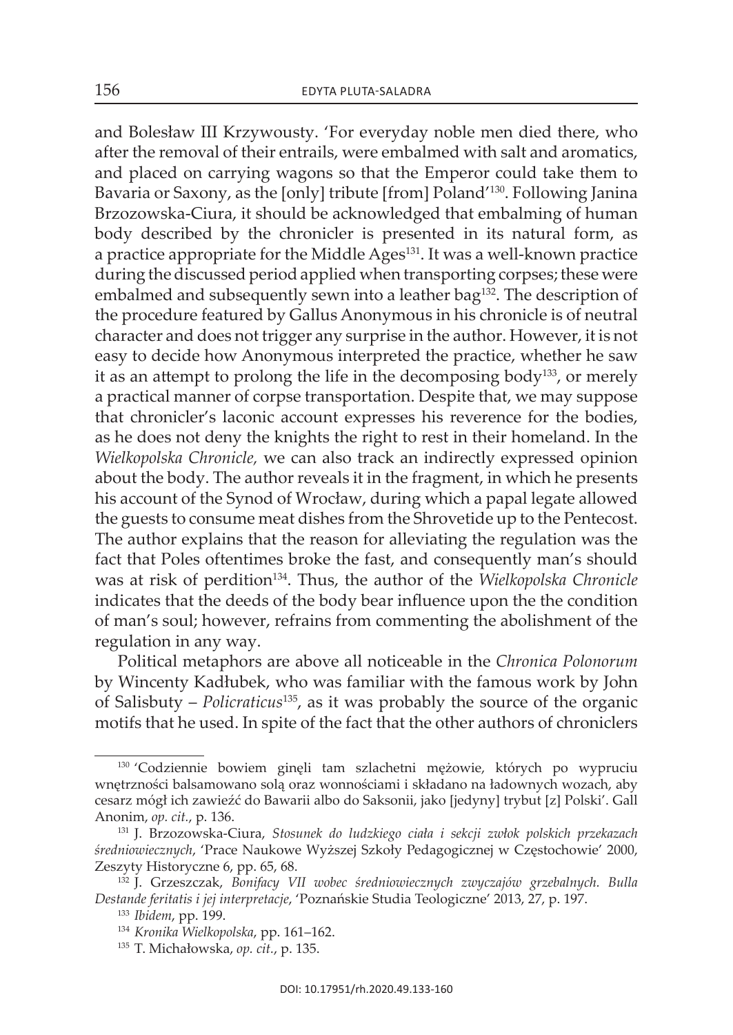and Bolesław III Krzywousty. 'For everyday noble men died there, who after the removal of their entrails, were embalmed with salt and aromatics, and placed on carrying wagons so that the Emperor could take them to Bavaria or Saxony, as the [only] tribute [from] Poland'[130]. Following Janina Brzozowska-Ciura, it should be acknowledged that embalming of human body described by the chronicler is presented in its natural form, as a practice appropriate for the Middle Ages[131]. It was a well-known practice during the discussed period applied when transporting corpses; these were embalmed and subsequently sewn into a leather bag[132]. The description of the procedure featured by Gallus Anonymous in his chronicle is of neutral character and does not trigger any surprise in the author. However, it is not easy to decide how Anonymous interpreted the practice, whether he saw it as an attempt to prolong the life in the decomposing body[133], or merely a practical manner of corpse transportation. Despite that, we may suppose that chronicler's laconic account expresses his reverence for the bodies, as he does not deny the knights the right to rest in their homeland. In the *Wielkopolska Chronicle,* we can also track an indirectly expressed opinion about the body. The author reveals it in the fragment, in which he presents his account of the Synod of Wrocław, during which a papal legate allowed the guests to consume meat dishes from the Shrovetide up to the Pentecost. The author explains that the reason for alleviating the regulation was the fact that Poles oftentimes broke the fast, and consequently man's should was at risk of perdition[134]. Thus, the author of the *Wielkopolska Chronicle* indicates that the deeds of the body bear influence upon the the condition of man's soul; however, refrains from commenting the abolishment of the regulation in any way.

Political metaphors are above all noticeable in the *Chronica Polonorum* by Wincenty Kadłubek, who was familiar with the famous work by John of Salisbuty – *Policraticus*[135], as it was probably the source of the organic motifs that he used. In spite of the fact that the other authors of chroniclers

---

[130] 'Codziennie bowiem ginęli tam szlachetni mężowie, których po wypruciu wnętrzności balsamowano solą oraz wonnościami i składano na ładownych wozach, aby cesarz mógł ich zawieźć do Bawarii albo do Saksonii, jako [jedyny] trybut [z] Polski'. Gall Anonim, *op. cit.*, p. 136.

[131] J. Brzozowska-Ciura, *Stosunek do ludzkiego ciała i sekcji zwłok polskich przekazach średniowiecznych*, 'Prace Naukowe Wyższej Szkoły Pedagogicznej w Częstochowie' 2000, Zeszyty Historyczne 6, pp. 65, 68.

[132] J. Grzeszczak, *Bonifacy VII wobec średniowiecznych zwyczajów grzebalnych. Bulla Destande feritatis i jej interpretacje*, 'Poznańskie Studia Teologiczne' 2013, 27, p. 197.

[133] *Ibidem*, pp. 199.

[134] *Kronika Wielkopolska*, pp. 161–162.

[135] T. Michałowska, *op. cit.*, p. 135.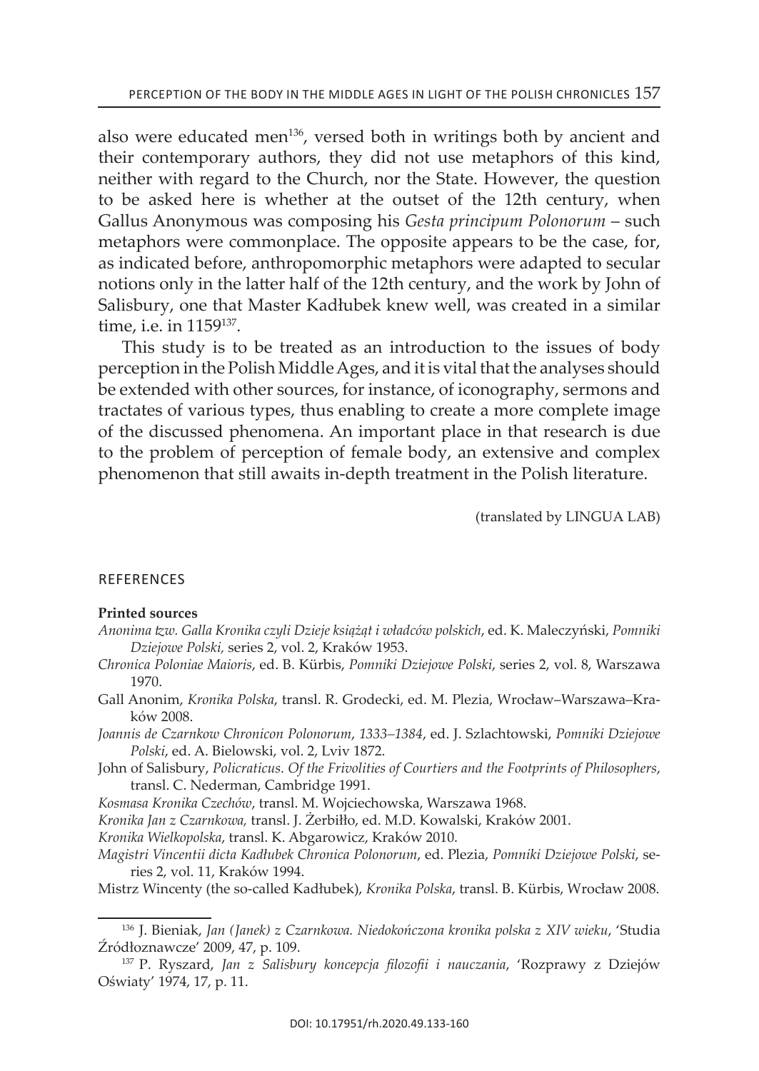also were educated men[136], versed both in writings both by ancient and their contemporary authors, they did not use metaphors of this kind, neither with regard to the Church, nor the State. However, the question to be asked here is whether at the outset of the 12th century, when Gallus Anonymous was composing his *Gesta principum Polonorum* – such metaphors were commonplace. The opposite appears to be the case, for, as indicated before, anthropomorphic metaphors were adapted to secular notions only in the latter half of the 12th century, and the work by John of Salisbury, one that Master Kadłubek knew well, was created in a similar time, i.e. in 1159[137].

This study is to be treated as an introduction to the issues of body perception in the Polish Middle Ages, and it is vital that the analyses should be extended with other sources, for instance, of iconography, sermons and tractates of various types, thus enabling to create a more complete image of the discussed phenomena. An important place in that research is due to the problem of perception of female body, an extensive and complex phenomenon that still awaits in-depth treatment in the Polish literature.

(translated by LINGUA LAB)

## REFERENCES

**Printed sources**

*Anonima tzw. Galla Kronika czyli Dzieje książąt i władców polskich*, ed. K. Maleczyński, *Pomniki Dziejowe Polski,* series 2, vol. 2, Kraków 1953.

*Chronica Poloniae Maioris*, ed. B. Kürbis, *Pomniki Dziejowe Polski*, series 2, vol. 8, Warszawa 1970.

Gall Anonim, *Kronika Polska*, transl. R. Grodecki, ed. M. Plezia, Wrocław–Warszawa–Kraków 2008.

*Joannis de Czarnkow Chronicon Polonorum, 1333–1384*, ed. J. Szlachtowski, *Pomniki Dziejowe Polski*, ed. A. Bielowski, vol. 2, Lviv 1872.

John of Salisbury, *Policraticus. Of the Frivolities of Courtiers and the Footprints of Philosophers*, transl. C. Nederman, Cambridge 1991.

*Kosmasa Kronika Czechów*, transl. M. Wojciechowska, Warszawa 1968.

*Kronika Jan z Czarnkowa,* transl. J. Żerbiłło, ed. M.D. Kowalski, Kraków 2001.

*Kronika Wielkopolska*, transl. K. Abgarowicz, Kraków 2010.

*Magistri Vincentii dicta Kadłubek Chronica Polonorum*, ed. Plezia, *Pomniki Dziejowe Polski*, series 2, vol. 11, Kraków 1994.

Mistrz Wincenty (the so-called Kadłubek), *Kronika Polska*, transl. B. Kürbis, Wrocław 2008.

---

[136] J. Bieniak, *Jan (Janek) z Czarnkowa. Niedokończona kronika polska z XIV wieku*, 'Studia Źródłoznawcze' 2009, 47, p. 109.

[137] P. Ryszard, *Jan z Salisbury koncepcja filozofii i nauczania*, 'Rozprawy z Dziejów Oświaty' 1974, 17, p. 11.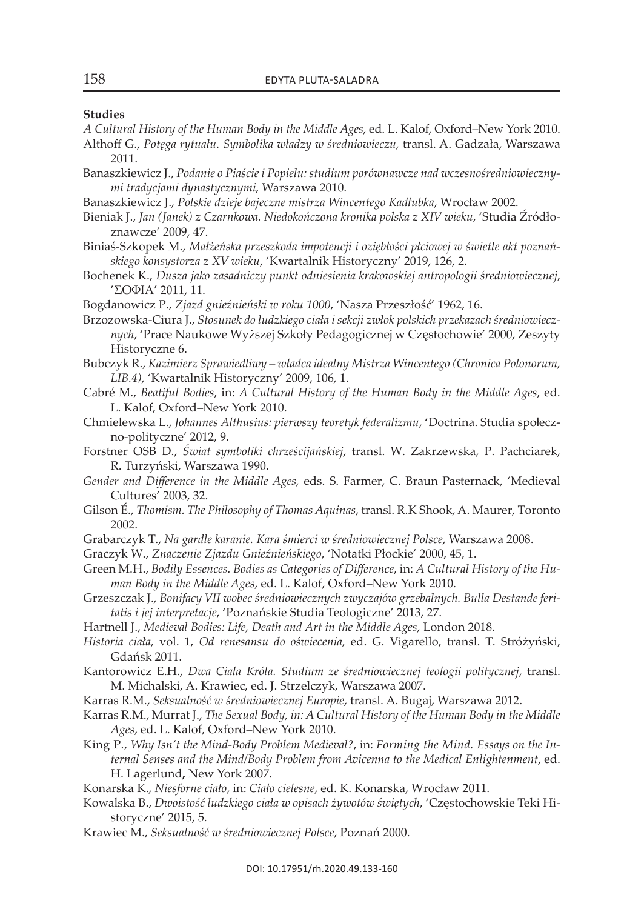**Studies**

*A Cultural History of the Human Body in the Middle Ages*, ed. L. Kalof, Oxford–New York 2010.

Althoff G., *Potęga rytuału. Symbolika władzy w średniowieczu,* transl. A. Gadzała, Warszawa 2011.

Banaszkiewicz J., *Podanie o Piaście i Popielu: studium porównawcze nad wczesnośredniowiecznymi tradycjami dynastycznymi*, Warszawa 2010.

Banaszkiewicz J., *Polskie dzieje bajeczne mistrza Wincentego Kadłubka*, Wrocław 2002.

Bieniak J., *Jan (Janek) z Czarnkowa. Niedokończona kronika polska z XIV wieku*, 'Studia Źródłoznawcze' 2009, 47.

Biniaś-Szkopek M., *Małżeńska przeszkoda impotencji i oziębłości płciowej w świetle akt poznańskiego konsystorza z XV wieku*, 'Kwartalnik Historyczny' 2019, 126, 2.

Bochenek K., *Dusza jako zasadniczy punkt odniesienia krakowskiej antropologii średniowiecznej*, 'ΣΟΦΙΑ' 2011, 11.

Bogdanowicz P., *Zjazd gnieźnieński w roku 1000*, 'Nasza Przeszłość' 1962, 16.

Brzozowska-Ciura J., *Stosunek do ludzkiego ciała i sekcji zwłok polskich przekazach średniowiecznych*, 'Prace Naukowe Wyższej Szkoły Pedagogicznej w Częstochowie' 2000, Zeszyty Historyczne 6.

Bubczyk R., *Kazimierz Sprawiedliwy – władca idealny Mistrza Wincentego (Chronica Polonorum, LIB.4)*, 'Kwartalnik Historyczny' 2009, 106, 1.

Cabré M., *Beatiful Bodies*, in: *A Cultural History of the Human Body in the Middle Ages*, ed. L. Kalof, Oxford–New York 2010.

Chmielewska L., *Johannes Althusius: pierwszy teoretyk federalizmu*, 'Doctrina. Studia społeczno-polityczne' 2012, 9.

Forstner OSB D., *Świat symboliki chrześcijańskiej*, transl. W. Zakrzewska, P. Pachciarek, R. Turzyński, Warszawa 1990.

*Gender and Difference in the Middle Ages,* eds. S. Farmer, C. Braun Pasternack, 'Medieval Cultures' 2003, 32.

Gilson É., *Thomism. The Philosophy of Thomas Aquinas*, transl. R.K Shook, A. Maurer, Toronto 2002.

Grabarczyk T., *Na gardle karanie. Kara śmierci w średniowiecznej Polsce*, Warszawa 2008.

Graczyk W., *Znaczenie Zjazdu Gnieźnieńskiego*, 'Notatki Płockie' 2000, 45, 1.

Green M.H., *Bodily Essences. Bodies as Categories of Difference*, in: *A Cultural History of the Human Body in the Middle Ages*, ed. L. Kalof, Oxford–New York 2010.

Grzeszczak J., *Bonifacy VII wobec średniowiecznych zwyczajów grzebalnych. Bulla Destande feritatis i jej interpretacje*, 'Poznańskie Studia Teologiczne' 2013, 27.

Hartnell J., *Medieval Bodies: Life, Death and Art in the Middle Ages*, London 2018.

*Historia ciała,* vol. 1, *Od renesansu do oświecenia,* ed. G. Vigarello, transl. T. Stróżyński, Gdańsk 2011.

Kantorowicz E.H., *Dwa Ciała Króla. Studium ze średniowiecznej teologii politycznej*, transl. M. Michalski, A. Krawiec, ed. J. Strzelczyk, Warszawa 2007.

Karras R.M., *Seksualność w średniowiecznej Europie*, transl. A. Bugaj, Warszawa 2012.

Karras R.M., Murrat J., *The Sexual Body, in: A Cultural History of the Human Body in the Middle Ages*, ed. L. Kalof, Oxford–New York 2010.

King P., *Why Isn't the Mind-Body Problem Medieval?*, in: *Forming the Mind. Essays on the Internal Senses and the Mind/Body Problem from Avicenna to the Medical Enlightenment*, ed. H. Lagerlund**,** New York 2007.

Konarska K., *Niesforne ciało*, in: *Ciało cielesne*, ed. K. Konarska, Wrocław 2011.

Kowalska B., *Dwoistość ludzkiego ciała w opisach żywotów świętych*, 'Częstochowskie Teki Historyczne' 2015, 5.

Krawiec M., *Seksualność w średniowiecznej Polsce*, Poznań 2000.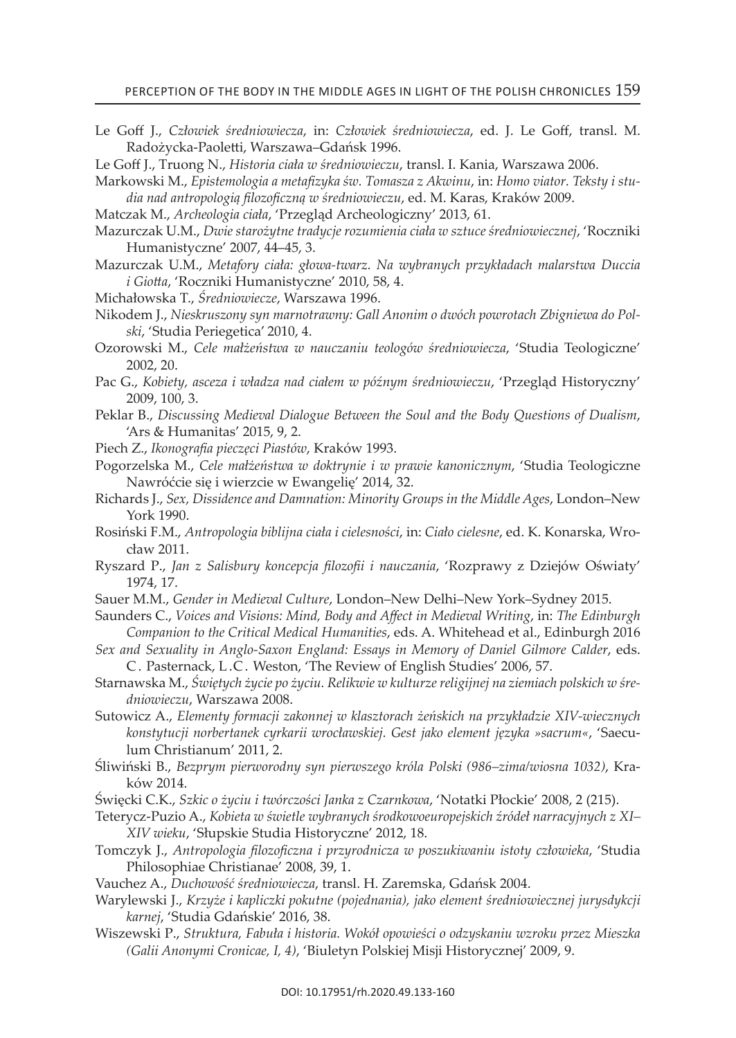Le Goff J., *Człowiek średniowiecza*, in: *Człowiek średniowiecza*, ed. J. Le Goff, transl. M. Radożycka-Paoletti, Warszawa–Gdańsk 1996.

Le Goff J., Truong N., *Historia ciała w średniowieczu*, transl. I. Kania, Warszawa 2006.

Markowski M., *Epistemologia a metafizyka św. Tomasza z Akwinu*, in: *Homo viator. Teksty i studia nad antropologią filozoficzną w średniowieczu*, ed. M. Karas, Kraków 2009.

Matczak M., *Archeologia ciała*, 'Przegląd Archeologiczny' 2013, 61.

Mazurczak U.M., *Dwie starożytne tradycje rozumienia ciała w sztuce średniowiecznej*, 'Roczniki Humanistyczne' 2007, 44–45, 3.

Mazurczak U.M., *Metafory ciała: głowa-twarz. Na wybranych przykładach malarstwa Duccia i Giotta*, 'Roczniki Humanistyczne' 2010, 58, 4.

Michałowska T., *Średniowiecze*, Warszawa 1996.

Nikodem J., *Nieskruszony syn marnotrawny: Gall Anonim o dwóch powrotach Zbigniewa do Polski*, 'Studia Periegetica' 2010, 4.

Ozorowski M., *Cele małżeństwa w nauczaniu teologów średniowiecza*, 'Studia Teologiczne' 2002, 20.

Pac G., *Kobiety, asceza i władza nad ciałem w późnym średniowieczu*, 'Przegląd Historyczny' 2009, 100, 3.

Peklar B., *Discussing Medieval Dialogue Between the Soul and the Body Questions of Dualism*, 'Ars & Humanitas' 2015, 9, 2.

Piech Z., *Ikonografia pieczęci Piastów*, Kraków 1993.

Pogorzelska M., *Cele małżeństwa w doktrynie i w prawie kanonicznym*, 'Studia Teologiczne Nawróćcie się i wierzcie w Ewangelię' 2014, 32.

Richards J., *Sex, Dissidence and Damnation: Minority Groups in the Middle Ages*, London–New York 1990.

Rosiński F.M., *Antropologia biblijna ciała i cielesności*, in: *Ciało cielesne*, ed. K. Konarska, Wrocław 2011.

Ryszard P., *Jan z Salisbury koncepcja filozofii i nauczania*, 'Rozprawy z Dziejów Oświaty' 1974, 17.

Sauer M.M., *Gender in Medieval Culture*, London–New Delhi–New York–Sydney 2015.

Saunders C., *Voices and Visions: Mind, Body and Affect in Medieval Writing*, in: *The Edinburgh Companion to the Critical Medical Humanities*, eds. A. Whitehead et al., Edinburgh 2016

*Sex and Sexuality in Anglo-Saxon England: Essays in Memory of Daniel Gilmore Calder*, eds. C. Pasternack, L.C. Weston, 'The Review of English Studies' 2006, 57.

Starnawska M., *Świętych życie po życiu. Relikwie w kulturze religijnej na ziemiach polskich w średniowieczu*, Warszawa 2008.

Sutowicz A., *Elementy formacji zakonnej w klasztorach żeńskich na przykładzie XIV-wiecznych konstytucji norbertanek cyrkarii wrocławskiej. Gest jako element języka »sacrum«*, 'Saeculum Christianum' 2011, 2.

Śliwiński B., *Bezprym pierworodny syn pierwszego króla Polski (986–zima/wiosna 1032)*, Kraków 2014.

Święcki C.K., *Szkic o życiu i twórczości Janka z Czarnkowa*, 'Notatki Płockie' 2008, 2 (215).

Teterycz-Puzio A., *Kobieta w świetle wybranych środkowoeuropejskich źródeł narracyjnych z XI–XIV wieku*, 'Słupskie Studia Historyczne' 2012, 18.

Tomczyk J., *Antropologia filozoficzna i przyrodnicza w poszukiwaniu istoty człowieka*, 'Studia Philosophiae Christianae' 2008, 39, 1.

Vauchez A., *Duchowość średniowiecza*, transl. H. Zaremska, Gdańsk 2004.

Warylewski J., *Krzyże i kapliczki pokutne (pojednania), jako element średniowiecznej jurysdykcji karnej*, 'Studia Gdańskie' 2016, 38.

Wiszewski P., *Struktura, Fabuła i historia. Wokół opowieści o odzyskaniu wzroku przez Mieszka (Galii Anonymi Cronicae, I, 4)*, 'Biuletyn Polskiej Misji Historycznej' 2009, 9.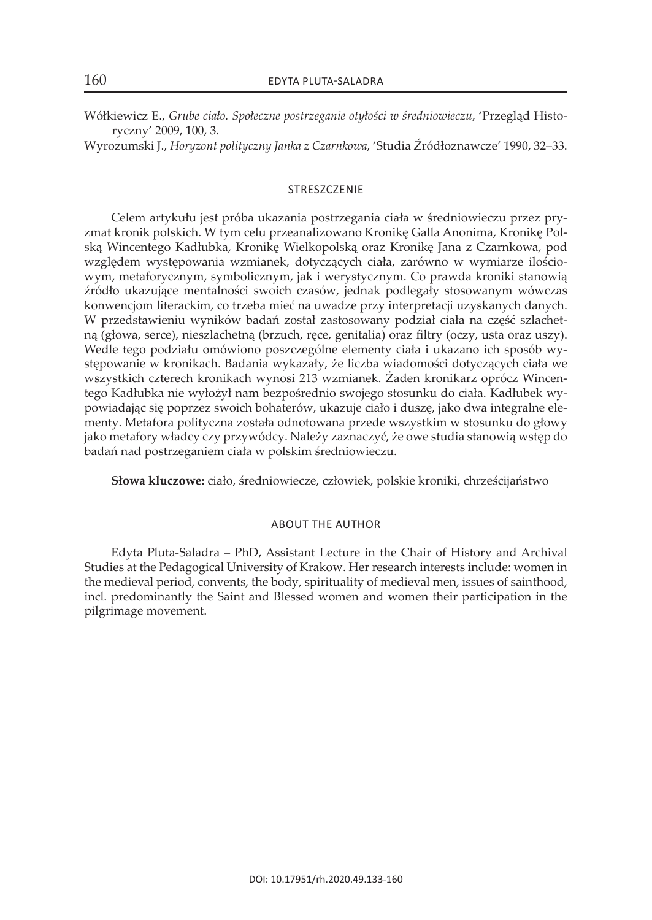Wółkiewicz E., *Grube ciało. Społeczne postrzeganie otyłości w średniowieczu*, 'Przegląd Historyczny' 2009, 100, 3.

Wyrozumski J., *Horyzont polityczny Janka z Czarnkowa*, 'Studia Źródłoznawcze' 1990, 32–33.

## STRESZCZENIE

Celem artykułu jest próba ukazania postrzegania ciała w średniowieczu przez pryzmat kronik polskich. W tym celu przeanalizowano Kronikę Galla Anonima, Kronikę Polską Wincentego Kadłubka, Kronikę Wielkopolską oraz Kronikę Jana z Czarnkowa, pod względem występowania wzmianek, dotyczących ciała, zarówno w wymiarze ilościowym, metaforycznym, symbolicznym, jak i werystycznym. Co prawda kroniki stanowią źródło ukazujące mentalności swoich czasów, jednak podlegały stosowanym wówczas konwencjom literackim, co trzeba mieć na uwadze przy interpretacji uzyskanych danych. W przedstawieniu wyników badań został zastosowany podział ciała na część szlachetną (głowa, serce), nieszlachetną (brzuch, ręce, genitalia) oraz filtry (oczy, usta oraz uszy). Wedle tego podziału omówiono poszczególne elementy ciała i ukazano ich sposób występowanie w kronikach. Badania wykazały, że liczba wiadomości dotyczących ciała we wszystkich czterech kronikach wynosi 213 wzmianek. Żaden kronikarz oprócz Wincentego Kadłubka nie wyłożył nam bezpośrednio swojego stosunku do ciała. Kadłubek wypowiadając się poprzez swoich bohaterów, ukazuje ciało i duszę, jako dwa integralne elementy. Metafora polityczna została odnotowana przede wszystkim w stosunku do głowy jako metafory władcy czy przywódcy. Należy zaznaczyć, że owe studia stanowią wstęp do badań nad postrzeganiem ciała w polskim średniowieczu.

**Słowa kluczowe:** ciało, średniowiecze, człowiek, polskie kroniki, chrześcijaństwo

## ABOUT THE AUTHOR

Edyta Pluta-Saladra – PhD, Assistant Lecture in the Chair of History and Archival Studies at the Pedagogical University of Krakow. Her research interests include: women in the medieval period, convents, the body, spirituality of medieval men, issues of sainthood, incl. predominantly the Saint and Blessed women and women their participation in the pilgrimage movement.